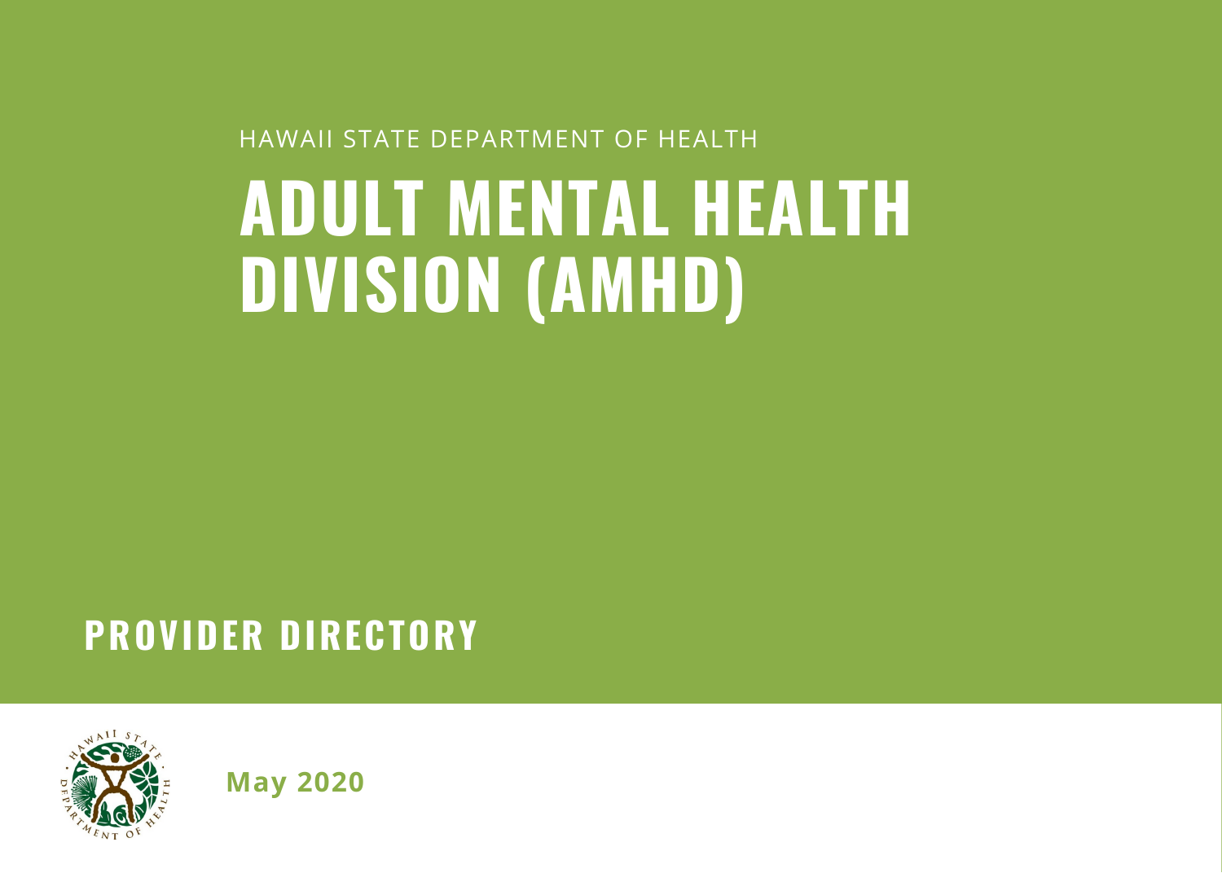HAWAII STATE DEPARTMENT OF HEALTH

# ADULT MENTAL HEALTH DIVISION (AMHD)

## PROVIDER DIRECTORY

**May 2020**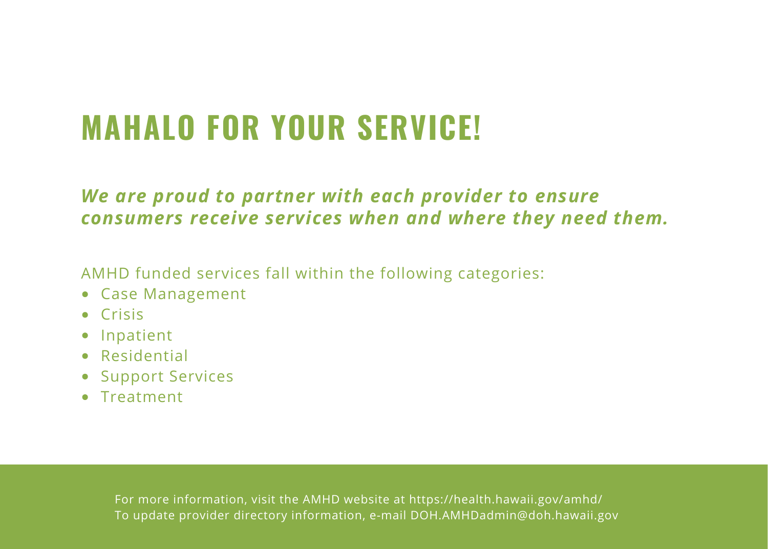# MAHALO FOR YOUR SERVICE!

***We are proud to partner with each provider to ensure consumers receive services when and where they need them.***

AMHD funded services fall within the following categories:

- Case Management
- Crisis
- Inpatient
- Residential
- Support Services
- Treatment

For more information, visit the AMHD website at https://health.hawaii.gov/amhd/
To update provider directory information, e-mail DOH.AMHDadmin@doh.hawaii.gov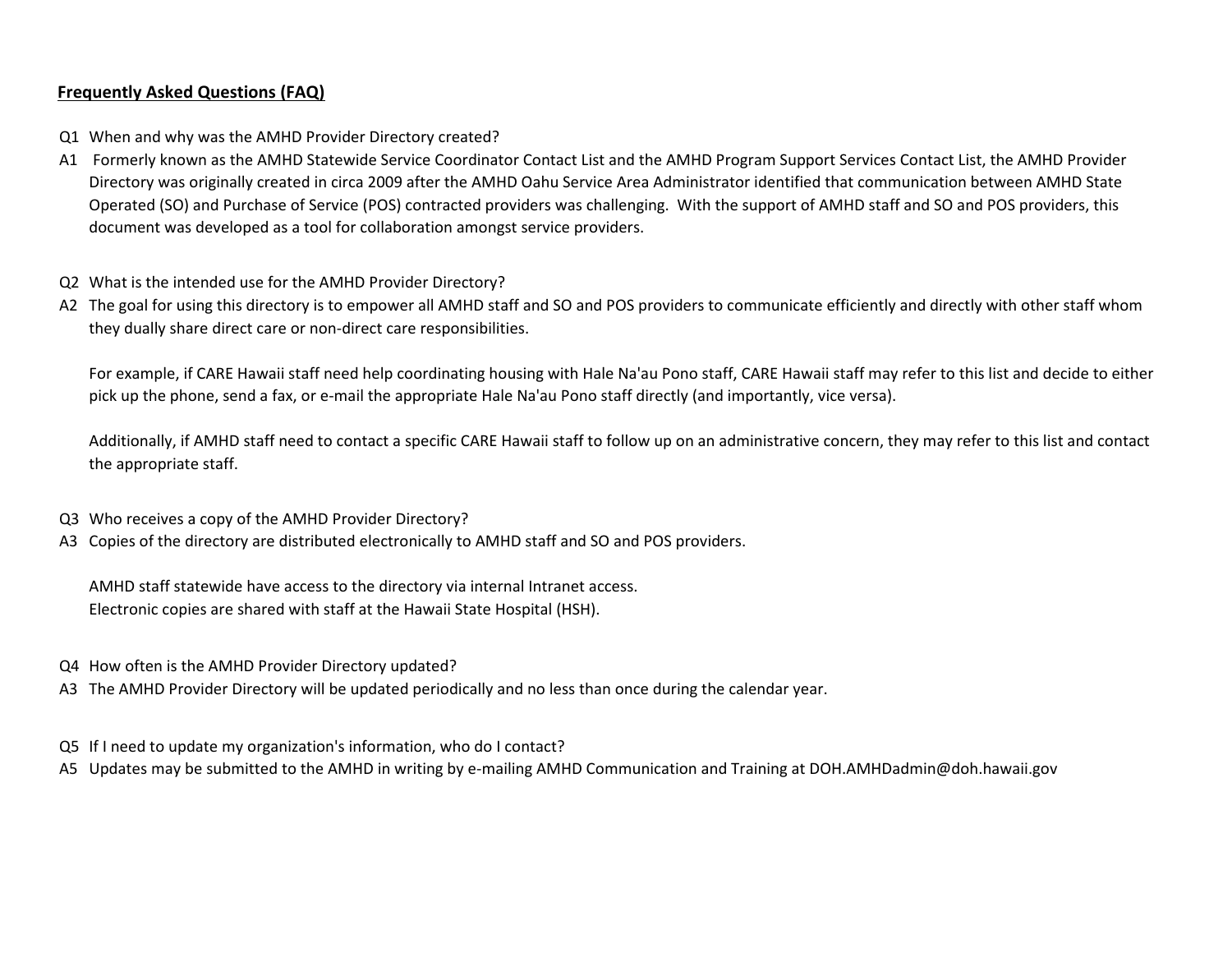## **Frequently Asked Questions (FAQ)**

Q1 When and why was the AMHD Provider Directory created?

A1 Formerly known as the AMHD Statewide Service Coordinator Contact List and the AMHD Program Support Services Contact List, the AMHD Provider Directory was originally created in circa 2009 after the AMHD Oahu Service Area Administrator identified that communication between AMHD State Operated (SO) and Purchase of Service (POS) contracted providers was challenging. With the support of AMHD staff and SO and POS providers, this document was developed as a tool for collaboration amongst service providers.

Q2 What is the intended use for the AMHD Provider Directory?

A2 The goal for using this directory is to empower all AMHD staff and SO and POS providers to communicate efficiently and directly with other staff whom they dually share direct care or non-direct care responsibilities.

For example, if CARE Hawaii staff need help coordinating housing with Hale Na'au Pono staff, CARE Hawaii staff may refer to this list and decide to either pick up the phone, send a fax, or e-mail the appropriate Hale Na'au Pono staff directly (and importantly, vice versa).

Additionally, if AMHD staff need to contact a specific CARE Hawaii staff to follow up on an administrative concern, they may refer to this list and contact the appropriate staff.

Q3 Who receives a copy of the AMHD Provider Directory?

A3 Copies of the directory are distributed electronically to AMHD staff and SO and POS providers.

AMHD staff statewide have access to the directory via internal Intranet access.
Electronic copies are shared with staff at the Hawaii State Hospital (HSH).

Q4 How often is the AMHD Provider Directory updated?

A3 The AMHD Provider Directory will be updated periodically and no less than once during the calendar year.

Q5 If I need to update my organization's information, who do I contact?

A5 Updates may be submitted to the AMHD in writing by e-mailing AMHD Communication and Training at DOH.AMHDadmin@doh.hawaii.gov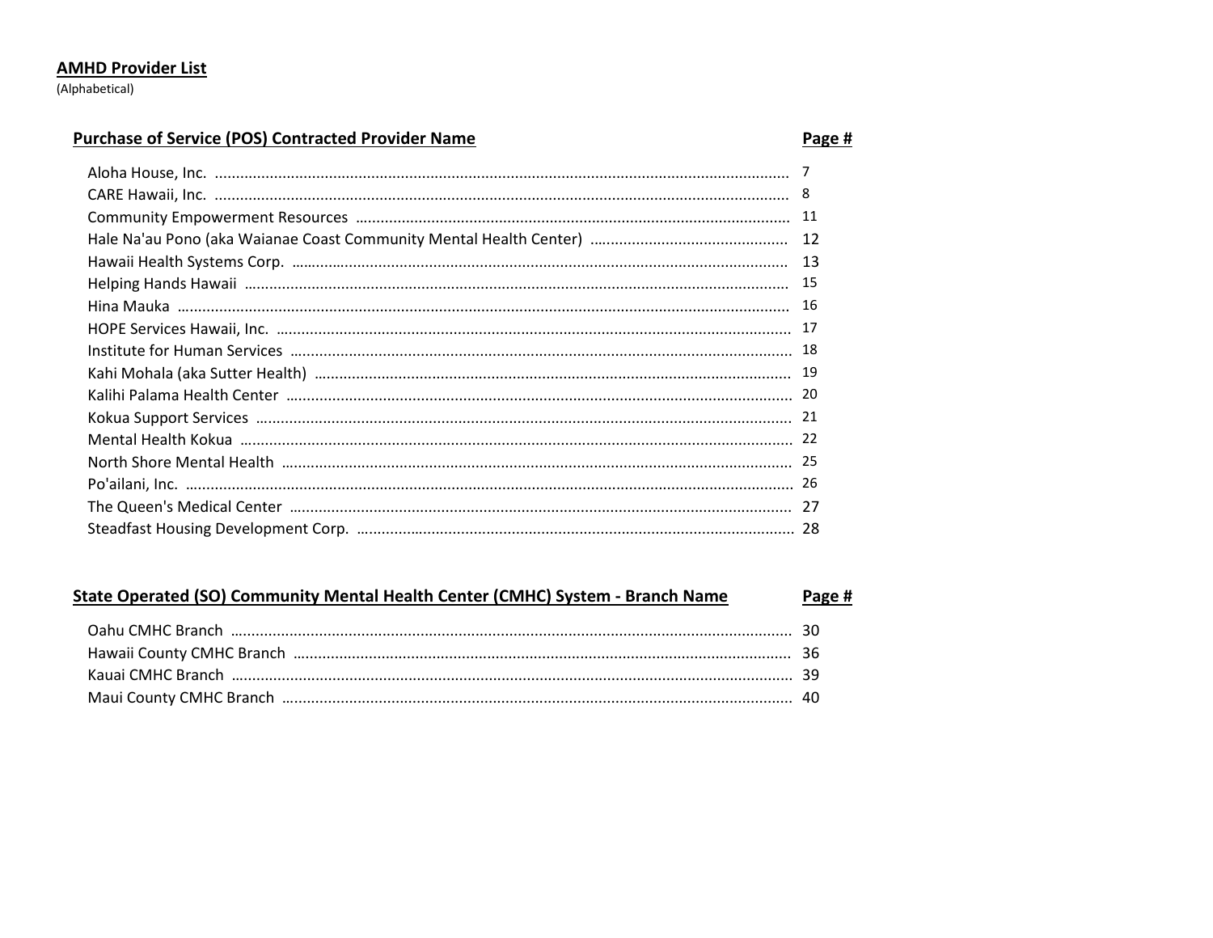**AMHD Provider List**
(Alphabetical)

| Purchase of Service (POS) Contracted Provider Name | Page # |
|---|---|
| Aloha House, Inc. | 7 |
| CARE Hawaii, Inc. | 8 |
| Community Empowerment Resources | 11 |
| Hale Na'au Pono (aka Waianae Coast Community Mental Health Center) | 12 |
| Hawaii Health Systems Corp. | 13 |
| Helping Hands Hawaii | 15 |
| Hina Mauka | 16 |
| HOPE Services Hawaii, Inc. | 17 |
| Institute for Human Services | 18 |
| Kahi Mohala (aka Sutter Health) | 19 |
| Kalihi Palama Health Center | 20 |
| Kokua Support Services | 21 |
| Mental Health Kokua | 22 |
| North Shore Mental Health | 25 |
| Po'ailani, Inc. | 26 |
| The Queen's Medical Center | 27 |
| Steadfast Housing Development Corp. | 28 |

| State Operated (SO) Community Mental Health Center (CMHC) System - Branch Name | Page # |
|---|---|
| Oahu CMHC Branch | 30 |
| Hawaii County CMHC Branch | 36 |
| Kauai CMHC Branch | 39 |
| Maui County CMHC Branch | 40 |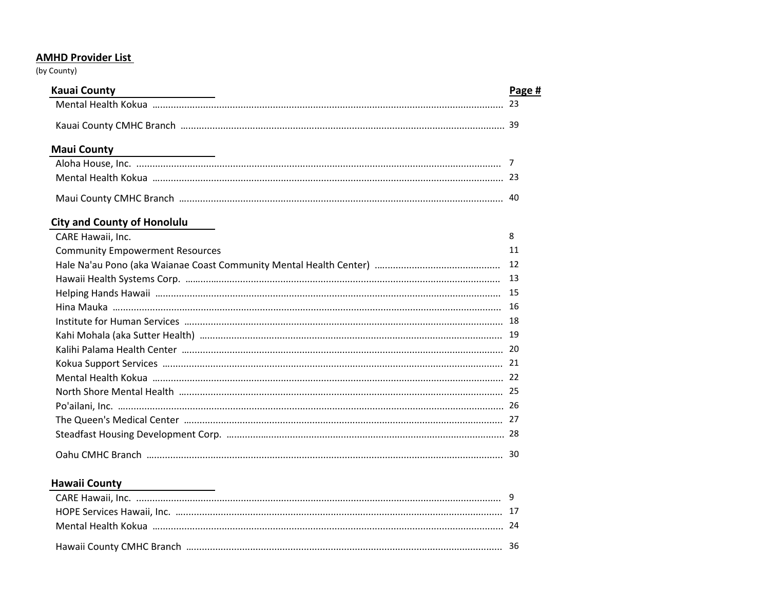**AMHD Provider List**

(by County)

| Kauai County | Page # |
| --- | --- |
| Mental Health Kokua | 23 |
| Kauai County CMHC Branch | 39 |

| Maui County | |
| --- | --- |
| Aloha House, Inc. | 7 |
| Mental Health Kokua | 23 |
| Maui County CMHC Branch | 40 |

| City and County of Honolulu | |
| --- | --- |
| CARE Hawaii, Inc. | 8 |
| Community Empowerment Resources | 11 |
| Hale Na'au Pono (aka Waianae Coast Community Mental Health Center) | 12 |
| Hawaii Health Systems Corp. | 13 |
| Helping Hands Hawaii | 15 |
| Hina Mauka | 16 |
| Institute for Human Services | 18 |
| Kahi Mohala (aka Sutter Health) | 19 |
| Kalihi Palama Health Center | 20 |
| Kokua Support Services | 21 |
| Mental Health Kokua | 22 |
| North Shore Mental Health | 25 |
| Po'ailani, Inc. | 26 |
| The Queen's Medical Center | 27 |
| Steadfast Housing Development Corp. | 28 |
| Oahu CMHC Branch | 30 |

| Hawaii County | |
| --- | --- |
| CARE Hawaii, Inc. | 9 |
| HOPE Services Hawaii, Inc. | 17 |
| Mental Health Kokua | 24 |
| Hawaii County CMHC Branch | 36 |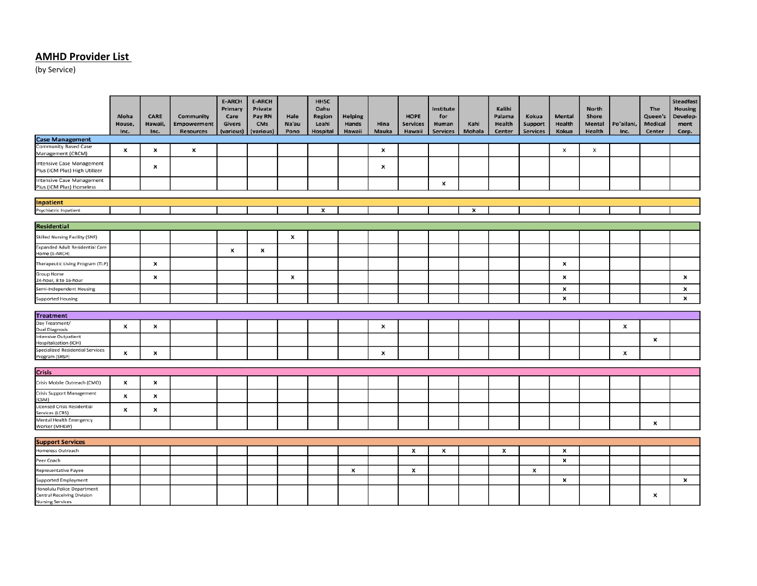## AMHD Provider List

(by Service)

| | Aloha House, Inc. | CARE Hawaii, Inc. | Community Empowerment Resources | E-ARCH Primary Care Givers (various) | E-ARCH Private Pay RN CMs (various) | Hale Na'au Pono | HHSC Oahu Region Leahi Hospital | Helping Hands Hawaii | Hina Mauka | HOPE Services Hawaii | Institute for Human Services | Kahi Mohala | Kalihi Palama Health Center | Kokua Support Services | Mental Health Kokua | North Shore Mental Health | Po'ailani, Inc. | The Queen's Medical Center | Steadfast Housing Develop-ment Corp. |
|---|---|---|---|---|---|---|---|---|---|---|---|---|---|---|---|---|---|---|---|
| **Case Management** | | | | | | | | | | | | | | | | | | | |
| Community Based Case Management (CBCM) | x | x | x | | | | | | x | | | | | | x | x | | | |
| Intensive Case Management Plus (ICM Plus) High Utilizer | | x | | | | | | | x | | | | | | | | | | |
| Intensive Case Management Plus (ICM Plus) Homeless | | | | | | | | | | | x | | | | | | | | |
| **Inpatient** | | | | | | | | | | | | | | | | | | | |
| Psychiatric Inpatient | | | | | | | x | | | | | x | | | | | | | |
| **Residential** | | | | | | | | | | | | | | | | | | | |
| Skilled Nursing Facility (SNF) | | | | | | x | | | | | | | | | | | | | |
| Expanded Adult Residential Care Home (E-ARCH) | | | | x | x | | | | | | | | | | | | | | |
| Therapeutic Living Program (TLP) | | x | | | | | | | | | | | | | x | | | | |
| Group Home 24-hour, 8 to 16-hour | | x | | | | x | | | | | | | | | x | | | | x |
| Semi-Independent Housing | | | | | | | | | | | | | | | x | | | | x |
| Supported Housing | | | | | | | | | | | | | | | x | | | | x |
| **Treatment** | | | | | | | | | | | | | | | | | | | |
| Day Treatment/ Dual Diagnosis | x | x | | | | | | | x | | | | | | | | x | | |
| Intensive Outpatient Hospitalization (IOH) | | | | | | | | | | | | | | | | | | x | |
| Specialized Residential Services Program (SRSP) | x | x | | | | | | | x | | | | | | | | x | | |
| **Crisis** | | | | | | | | | | | | | | | | | | | |
| Crisis Mobile Outreach (CMO) | x | x | | | | | | | | | | | | | | | | | |
| Crisis Support Management (CSM) | x | x | | | | | | | | | | | | | | | | | |
| Licensed Crisis Residential Services (LCRS) | x | x | | | | | | | | | | | | | | | | | |
| Mental Health Emergency Worker (MHEW) | | | | | | | | | | | | | | | | | | x | |
| **Support Services** | | | | | | | | | | | | | | | | | | | |
| Homeless Outreach | | | | | | | | | | x | x | | x | | x | | | | |
| Peer Coach | | | | | | | | | | | | | | | x | | | | |
| Representative Payee | | | | | | | | x | | x | | | | x | | | | | |
| Supported Employment | | | | | | | | | | | | | | | x | | | | x |
| Honolulu Police Department Central Receiving Division Nursing Services | | | | | | | | | | | | | | | | | | x | |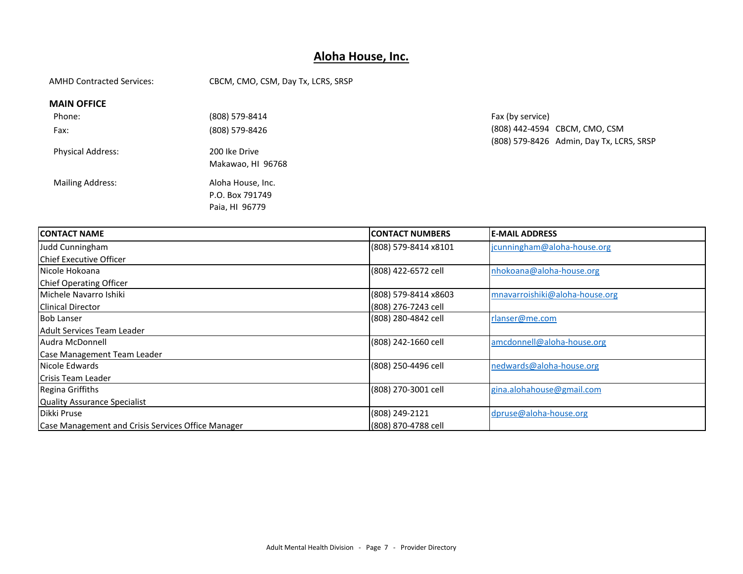# Aloha House, Inc.

AMHD Contracted Services: CBCM, CMO, CSM, Day Tx, LCRS, SRSP

**MAIN OFFICE**

Phone: (808) 579-8414

Fax: (808) 579-8426

Physical Address: 200 Ike Drive  
Makawao, HI 96768

Mailing Address: Aloha House, Inc.  
P.O. Box 791749  
Paia, HI 96779

Fax (by service)  
(808) 442-4594 CBCM, CMO, CSM  
(808) 579-8426 Admin, Day Tx, LCRS, SRSP

| CONTACT NAME | CONTACT NUMBERS | E-MAIL ADDRESS |
|---|---|---|
| Judd Cunningham<br>Chief Executive Officer | (808) 579-8414 x8101 | jcunningham@aloha-house.org |
| Nicole Hokoana<br>Chief Operating Officer | (808) 422-6572 cell | nhokoana@aloha-house.org |
| Michele Navarro Ishiki<br>Clinical Director | (808) 579-8414 x8603<br>(808) 276-7243 cell | mnavarroishiki@aloha-house.org |
| Bob Lanser<br>Adult Services Team Leader | (808) 280-4842 cell | rlanser@me.com |
| Audra McDonnell<br>Case Management Team Leader | (808) 242-1660 cell | amcdonnell@aloha-house.org |
| Nicole Edwards<br>Crisis Team Leader | (808) 250-4496 cell | nedwards@aloha-house.org |
| Regina Griffiths<br>Quality Assurance Specialist | (808) 270-3001 cell | gina.alohahouse@gmail.com |
| Dikki Pruse<br>Case Management and Crisis Services Office Manager | (808) 249-2121<br>(808) 870-4788 cell | dpruse@aloha-house.org |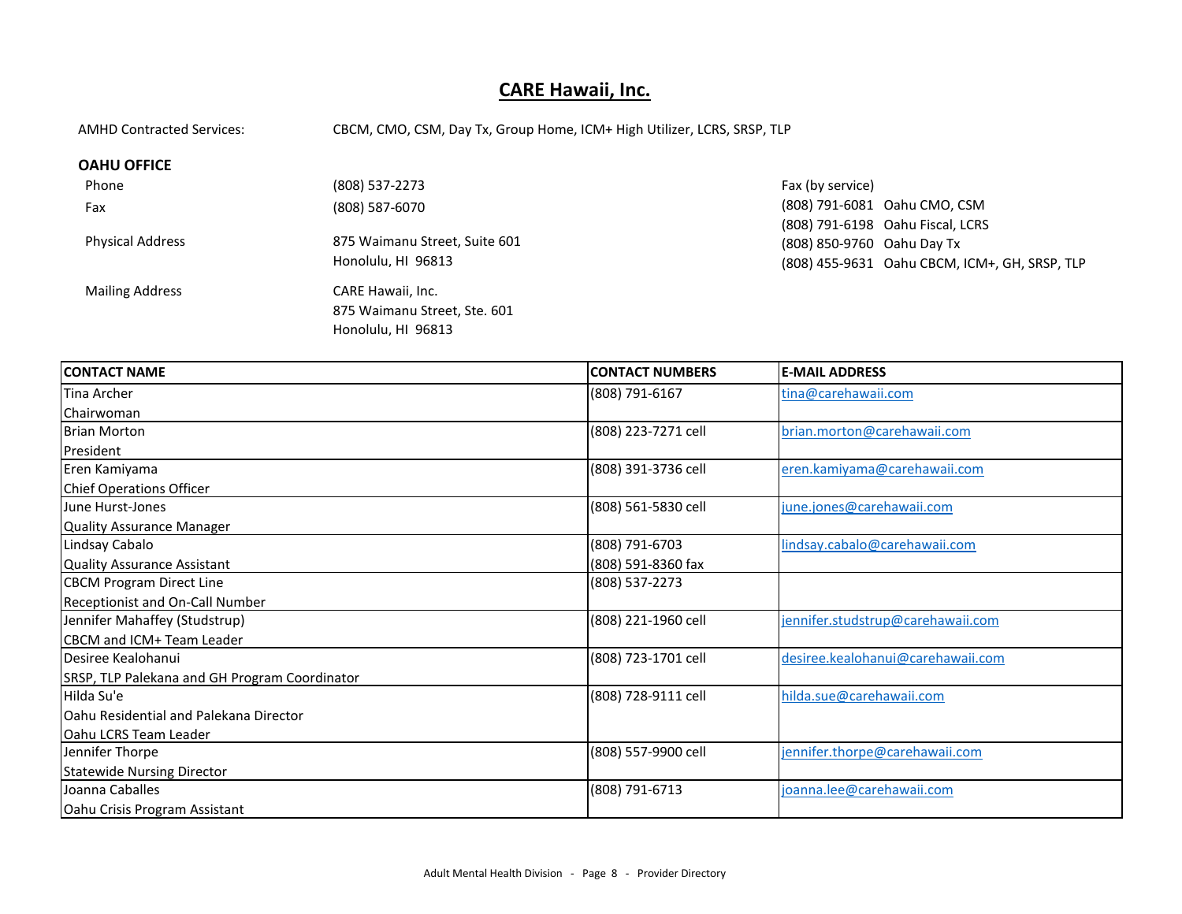# CARE Hawaii, Inc.

AMHD Contracted Services: CBCM, CMO, CSM, Day Tx, Group Home, ICM+ High Utilizer, LCRS, SRSP, TLP

**OAHU OFFICE**

| | |
|---|---|
| Phone | (808) 537-2273 |
| Fax | (808) 587-6070 |
| Physical Address | 875 Waimanu Street, Suite 601<br>Honolulu, HI 96813 |
| Mailing Address | CARE Hawaii, Inc.<br>875 Waimanu Street, Ste. 601<br>Honolulu, HI 96813 |

Fax (by service)
(808) 791-6081 Oahu CMO, CSM
(808) 791-6198 Oahu Fiscal, LCRS
(808) 850-9760 Oahu Day Tx
(808) 455-9631 Oahu CBCM, ICM+, GH, SRSP, TLP

| CONTACT NAME | CONTACT NUMBERS | E-MAIL ADDRESS |
|---|---|---|
| Tina Archer<br>Chairwoman | (808) 791-6167 | tina@carehawaii.com |
| Brian Morton<br>President | (808) 223-7271 cell | brian.morton@carehawaii.com |
| Eren Kamiyama<br>Chief Operations Officer | (808) 391-3736 cell | eren.kamiyama@carehawaii.com |
| June Hurst-Jones<br>Quality Assurance Manager | (808) 561-5830 cell | june.jones@carehawaii.com |
| Lindsay Cabalo<br>Quality Assurance Assistant | (808) 791-6703<br>(808) 591-8360 fax | lindsay.cabalo@carehawaii.com |
| CBCM Program Direct Line<br>Receptionist and On-Call Number | (808) 537-2273 | |
| Jennifer Mahaffey (Studstrup)<br>CBCM and ICM+ Team Leader | (808) 221-1960 cell | jennifer.studstrup@carehawaii.com |
| Desiree Kealohanui<br>SRSP, TLP Palekana and GH Program Coordinator | (808) 723-1701 cell | desiree.kealohanui@carehawaii.com |
| Hilda Su'e<br>Oahu Residential and Palekana Director<br>Oahu LCRS Team Leader | (808) 728-9111 cell | hilda.sue@carehawaii.com |
| Jennifer Thorpe<br>Statewide Nursing Director | (808) 557-9900 cell | jennifer.thorpe@carehawaii.com |
| Joanna Caballes<br>Oahu Crisis Program Assistant | (808) 791-6713 | joanna.lee@carehawaii.com |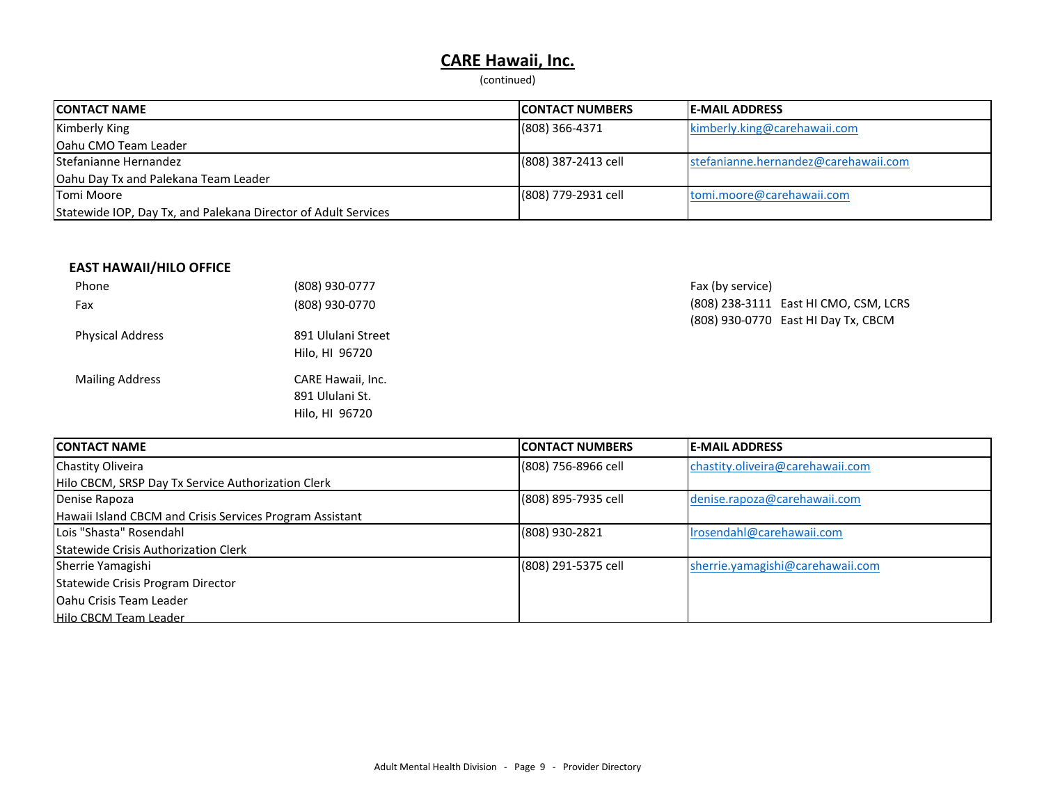# CARE Hawaii, Inc.

(continued)

| CONTACT NAME | CONTACT NUMBERS | E-MAIL ADDRESS |
|---|---|---|
| Kimberly King<br>Oahu CMO Team Leader | (808) 366-4371 | kimberly.king@carehawaii.com |
| Stefanianne Hernandez<br>Oahu Day Tx and Palekana Team Leader | (808) 387-2413 cell | stefanianne.hernandez@carehawaii.com |
| Tomi Moore<br>Statewide IOP, Day Tx, and Palekana Director of Adult Services | (808) 779-2931 cell | tomi.moore@carehawaii.com |

## EAST HAWAII/HILO OFFICE

Phone: (808) 930-0777

Fax: (808) 930-0770

Physical Address:
891 Ululani Street
Hilo, HI 96720

Mailing Address:
CARE Hawaii, Inc.
891 Ululani St.
Hilo, HI 96720

Fax (by service)
(808) 238-3111 East HI CMO, CSM, LCRS
(808) 930-0770 East HI Day Tx, CBCM

| CONTACT NAME | CONTACT NUMBERS | E-MAIL ADDRESS |
|---|---|---|
| Chastity Oliveira<br>Hilo CBCM, SRSP Day Tx Service Authorization Clerk | (808) 756-8966 cell | chastity.oliveira@carehawaii.com |
| Denise Rapoza<br>Hawaii Island CBCM and Crisis Services Program Assistant | (808) 895-7935 cell | denise.rapoza@carehawaii.com |
| Lois "Shasta" Rosendahl<br>Statewide Crisis Authorization Clerk | (808) 930-2821 | lrosendahl@carehawaii.com |
| Sherrie Yamagishi<br>Statewide Crisis Program Director<br>Oahu Crisis Team Leader<br>Hilo CBCM Team Leader | (808) 291-5375 cell | sherrie.yamagishi@carehawaii.com |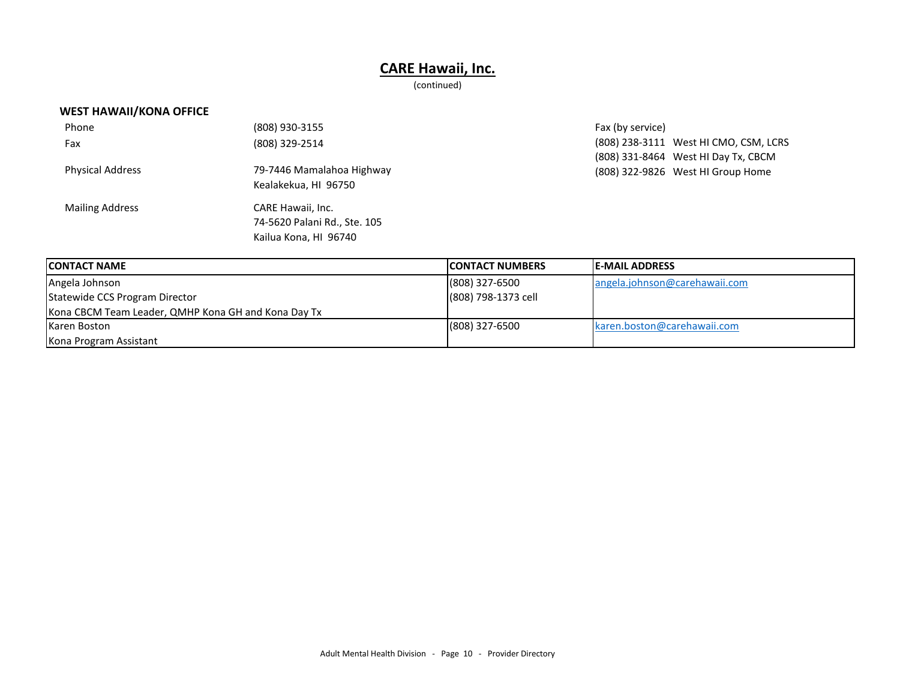# CARE Hawaii, Inc.

(continued)

### WEST HAWAII/KONA OFFICE

Phone (808) 930-3155

Fax (808) 329-2514

Physical Address 79-7446 Mamalahoa Highway
Kealakekua, HI 96750

Mailing Address CARE Hawaii, Inc.
74-5620 Palani Rd., Ste. 105
Kailua Kona, HI 96740

Fax (by service)
(808) 238-3111 West HI CMO, CSM, LCRS
(808) 331-8464 West HI Day Tx, CBCM
(808) 322-9826 West HI Group Home

| CONTACT NAME | CONTACT NUMBERS | E-MAIL ADDRESS |
|---|---|---|
| Angela Johnson<br>Statewide CCS Program Director<br>Kona CBCM Team Leader, QMHP Kona GH and Kona Day Tx | (808) 327-6500<br>(808) 798-1373 cell | angela.johnson@carehawaii.com |
| Karen Boston<br>Kona Program Assistant | (808) 327-6500 | karen.boston@carehawaii.com |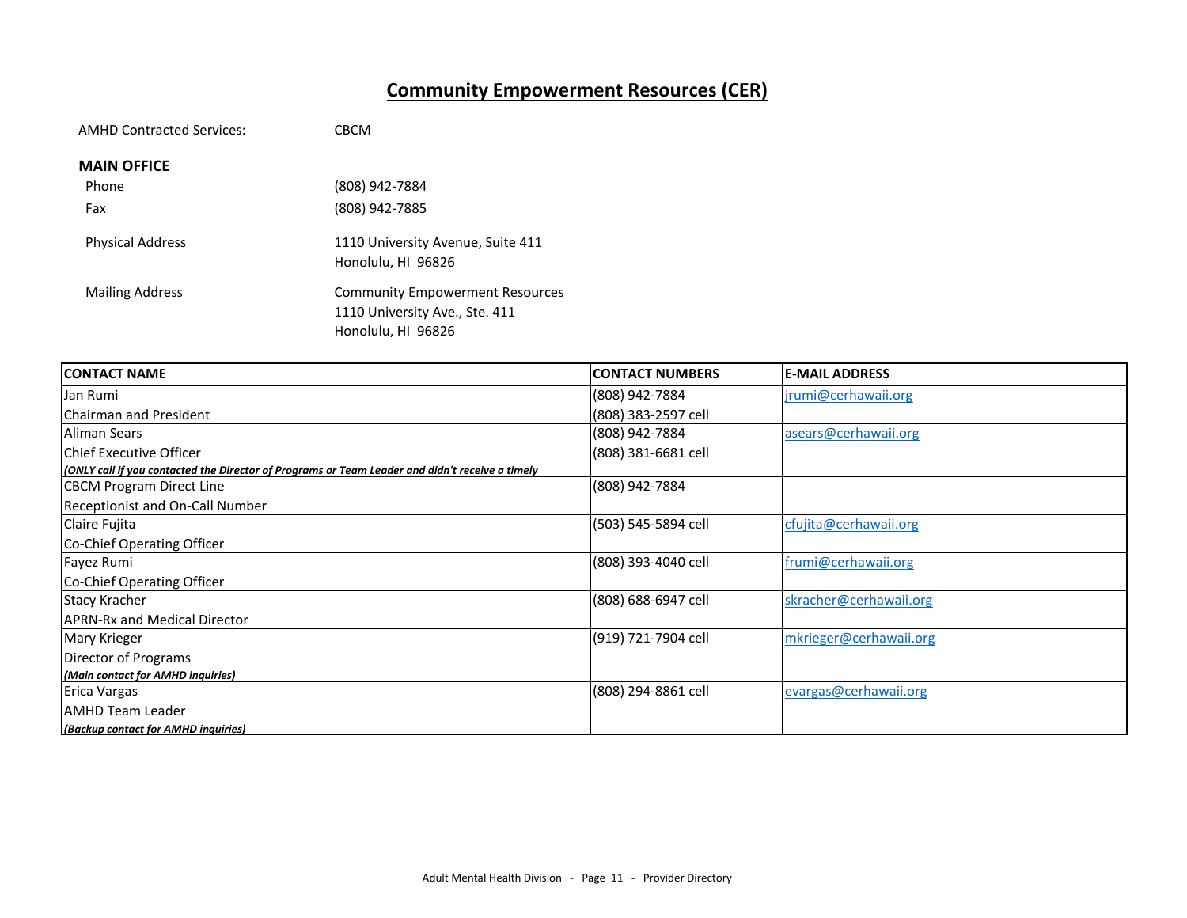# Community Empowerment Resources (CER)

AMHD Contracted Services: CBCM

**MAIN OFFICE**

Phone (808) 942-7884

Fax (808) 942-7885

Physical Address 1110 University Avenue, Suite 411
Honolulu, HI 96826

Mailing Address Community Empowerment Resources
1110 University Ave., Ste. 411
Honolulu, HI 96826

| CONTACT NAME | CONTACT NUMBERS | E-MAIL ADDRESS |
|---|---|---|
| Jan Rumi<br>Chairman and President | (808) 942-7884<br>(808) 383-2597 cell | jrumi@cerhawaii.org |
| Aliman Sears<br>Chief Executive Officer<br>***(ONLY call if you contacted the Director of Programs or Team Leader and didn't receive a timely*** | (808) 942-7884<br>(808) 381-6681 cell | asears@cerhawaii.org |
| CBCM Program Direct Line<br>Receptionist and On-Call Number | (808) 942-7884 | |
| Claire Fujita<br>Co-Chief Operating Officer | (503) 545-5894 cell | cfujita@cerhawaii.org |
| Fayez Rumi<br>Co-Chief Operating Officer | (808) 393-4040 cell | frumi@cerhawaii.org |
| Stacy Kracher<br>APRN-Rx and Medical Director | (808) 688-6947 cell | skracher@cerhawaii.org |
| Mary Krieger<br>Director of Programs<br>***(Main contact for AMHD inquiries)*** | (919) 721-7904 cell | mkrieger@cerhawaii.org |
| Erica Vargas<br>AMHD Team Leader<br>***(Backup contact for AMHD inquiries)*** | (808) 294-8861 cell | evargas@cerhawaii.org |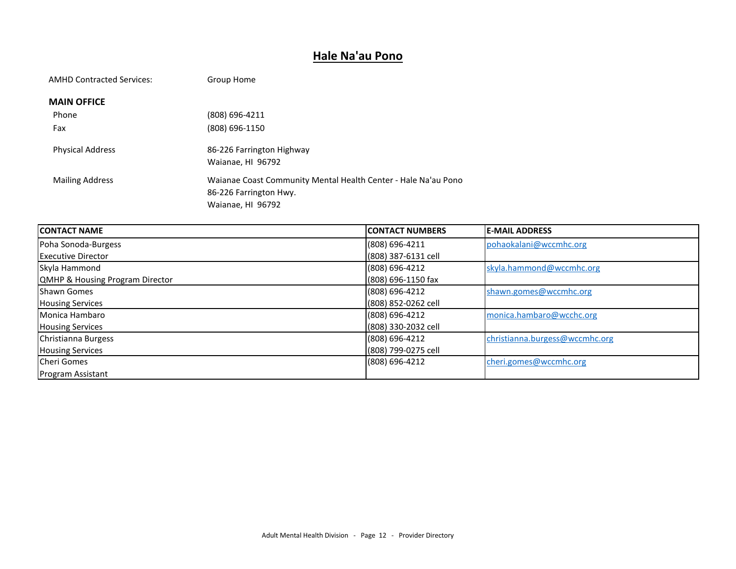# Hale Na'au Pono

AMHD Contracted Services: Group Home

**MAIN OFFICE**

| | |
|---|---|
| Phone | (808) 696-4211 |
| Fax | (808) 696-1150 |
| Physical Address | 86-226 Farrington Highway<br>Waianae, HI 96792 |
| Mailing Address | Waianae Coast Community Mental Health Center - Hale Na'au Pono<br>86-226 Farrington Hwy.<br>Waianae, HI 96792 |

| CONTACT NAME | CONTACT NUMBERS | E-MAIL ADDRESS |
|---|---|---|
| Poha Sonoda-Burgess<br>Executive Director | (808) 696-4211<br>(808) 387-6131 cell | pohaokalani@wccmhc.org |
| Skyla Hammond<br>QMHP & Housing Program Director | (808) 696-4212<br>(808) 696-1150 fax | skyla.hammond@wccmhc.org |
| Shawn Gomes<br>Housing Services | (808) 696-4212<br>(808) 852-0262 cell | shawn.gomes@wccmhc.org |
| Monica Hambaro<br>Housing Services | (808) 696-4212<br>(808) 330-2032 cell | monica.hambaro@wcchc.org |
| Christianna Burgess<br>Housing Services | (808) 696-4212<br>(808) 799-0275 cell | christianna.burgess@wccmhc.org |
| Cheri Gomes<br>Program Assistant | (808) 696-4212 | cheri.gomes@wccmhc.org |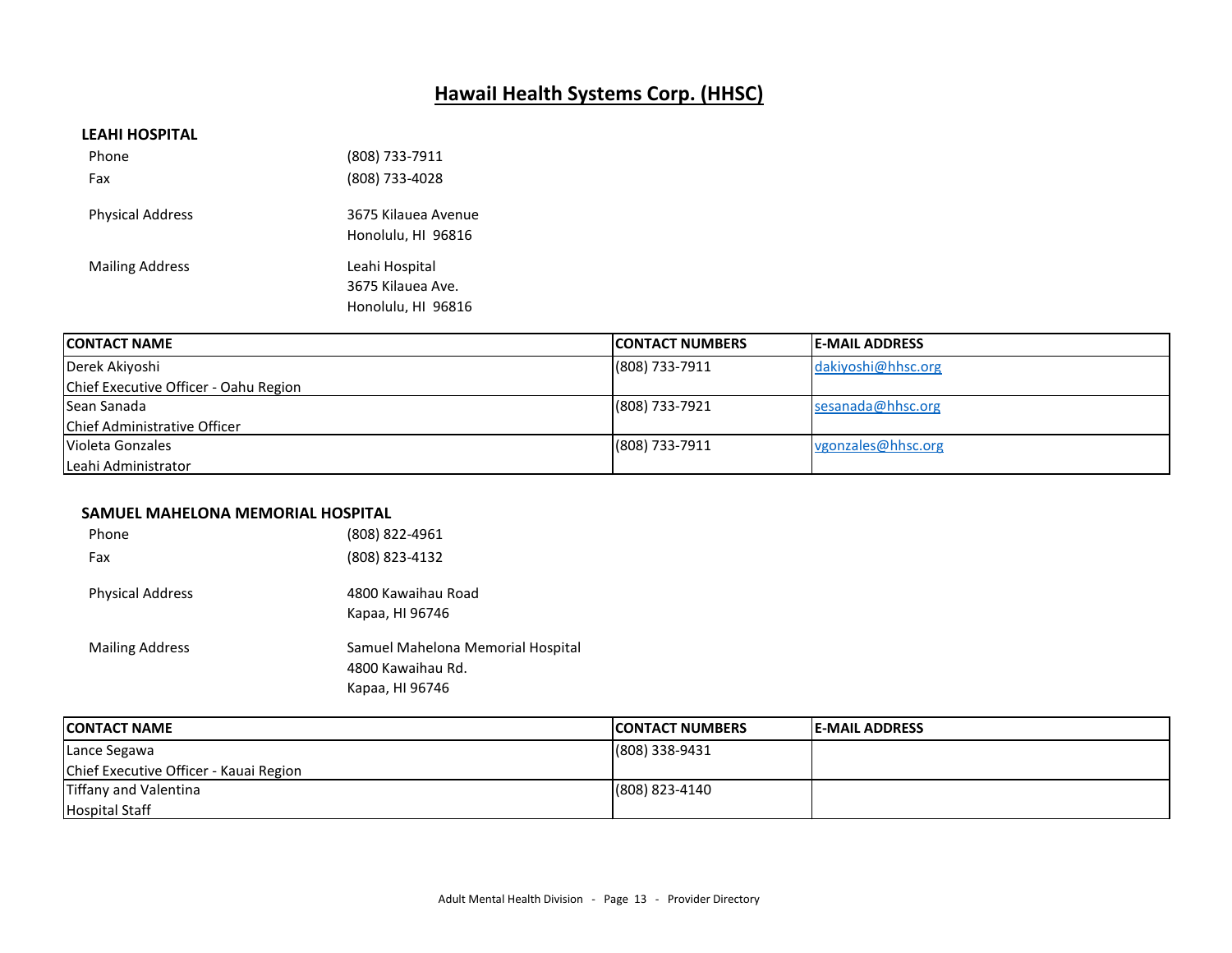# Hawaii Health Systems Corp. (HHSC)

## LEAHI HOSPITAL

| | |
|---|---|
| Phone | (808) 733-7911 |
| Fax | (808) 733-4028 |
| Physical Address | 3675 Kilauea Avenue<br>Honolulu, HI 96816 |
| Mailing Address | Leahi Hospital<br>3675 Kilauea Ave.<br>Honolulu, HI 96816 |

| CONTACT NAME | CONTACT NUMBERS | E-MAIL ADDRESS |
|---|---|---|
| Derek Akiyoshi<br>Chief Executive Officer - Oahu Region | (808) 733-7911 | dakiyoshi@hhsc.org |
| Sean Sanada<br>Chief Administrative Officer | (808) 733-7921 | sesanada@hhsc.org |
| Violeta Gonzales<br>Leahi Administrator | (808) 733-7911 | vgonzales@hhsc.org |

## SAMUEL MAHELONA MEMORIAL HOSPITAL

| | |
|---|---|
| Phone | (808) 822-4961 |
| Fax | (808) 823-4132 |
| Physical Address | 4800 Kawaihau Road<br>Kapaa, HI 96746 |
| Mailing Address | Samuel Mahelona Memorial Hospital<br>4800 Kawaihau Rd.<br>Kapaa, HI 96746 |

| CONTACT NAME | CONTACT NUMBERS | E-MAIL ADDRESS |
|---|---|---|
| Lance Segawa<br>Chief Executive Officer - Kauai Region | (808) 338-9431 | |
| Tiffany and Valentina<br>Hospital Staff | (808) 823-4140 | |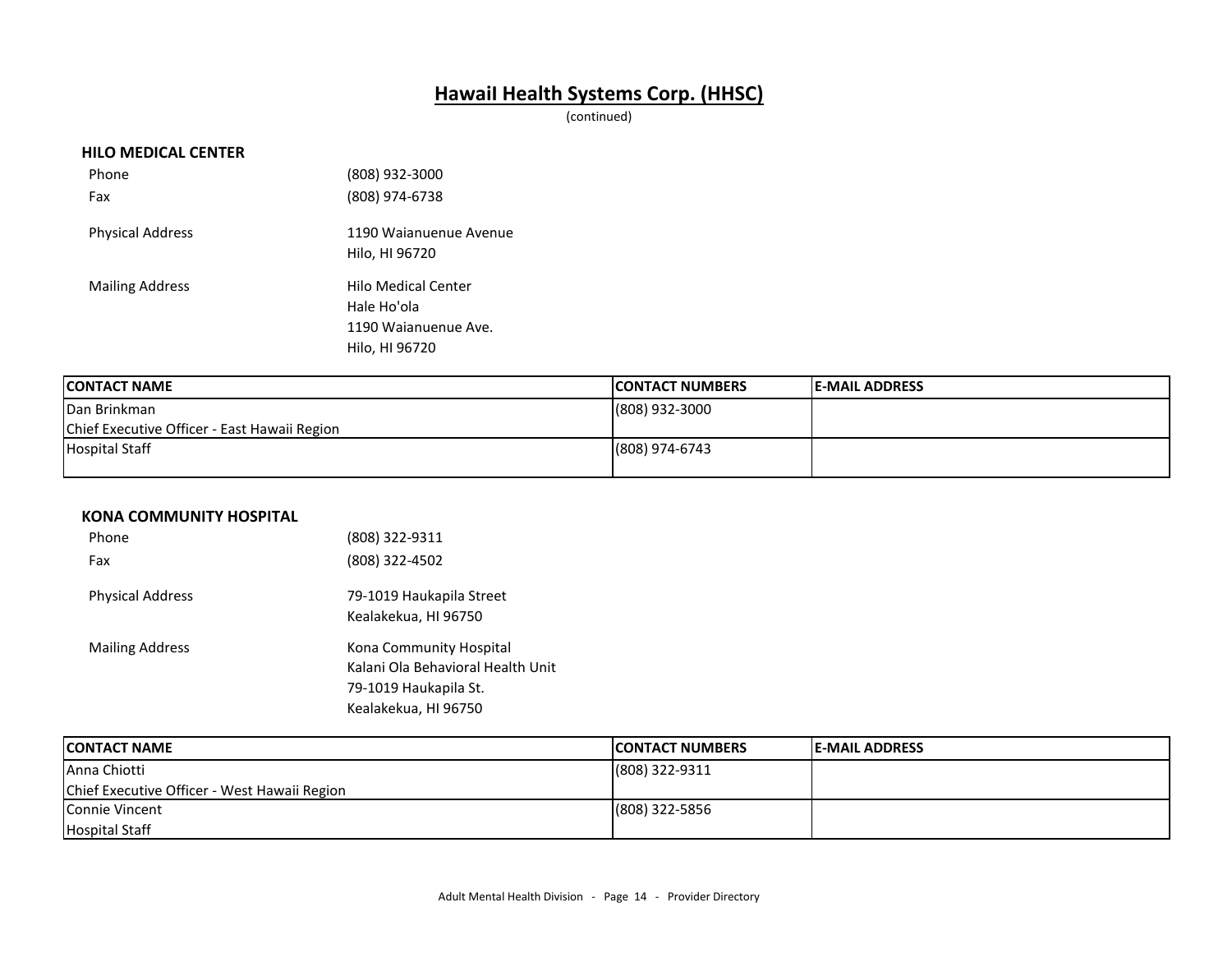# Hawaii Health Systems Corp. (HHSC)

(continued)

### HILO MEDICAL CENTER

Phone: (808) 932-3000

Fax: (808) 974-6738

Physical Address:
1190 Waianuenue Avenue
Hilo, HI 96720

Mailing Address:
Hilo Medical Center
Hale Ho'ola
1190 Waianuenue Ave.
Hilo, HI 96720

| CONTACT NAME | CONTACT NUMBERS | E-MAIL ADDRESS |
|---|---|---|
| Dan Brinkman<br>Chief Executive Officer - East Hawaii Region | (808) 932-3000 | |
| Hospital Staff | (808) 974-6743 | |

### KONA COMMUNITY HOSPITAL

Phone: (808) 322-9311

Fax: (808) 322-4502

Physical Address:
79-1019 Haukapila Street
Kealakekua, HI 96750

Mailing Address:
Kona Community Hospital
Kalani Ola Behavioral Health Unit
79-1019 Haukapila St.
Kealakekua, HI 96750

| CONTACT NAME | CONTACT NUMBERS | E-MAIL ADDRESS |
|---|---|---|
| Anna Chiotti<br>Chief Executive Officer - West Hawaii Region | (808) 322-9311 | |
| Connie Vincent<br>Hospital Staff | (808) 322-5856 | |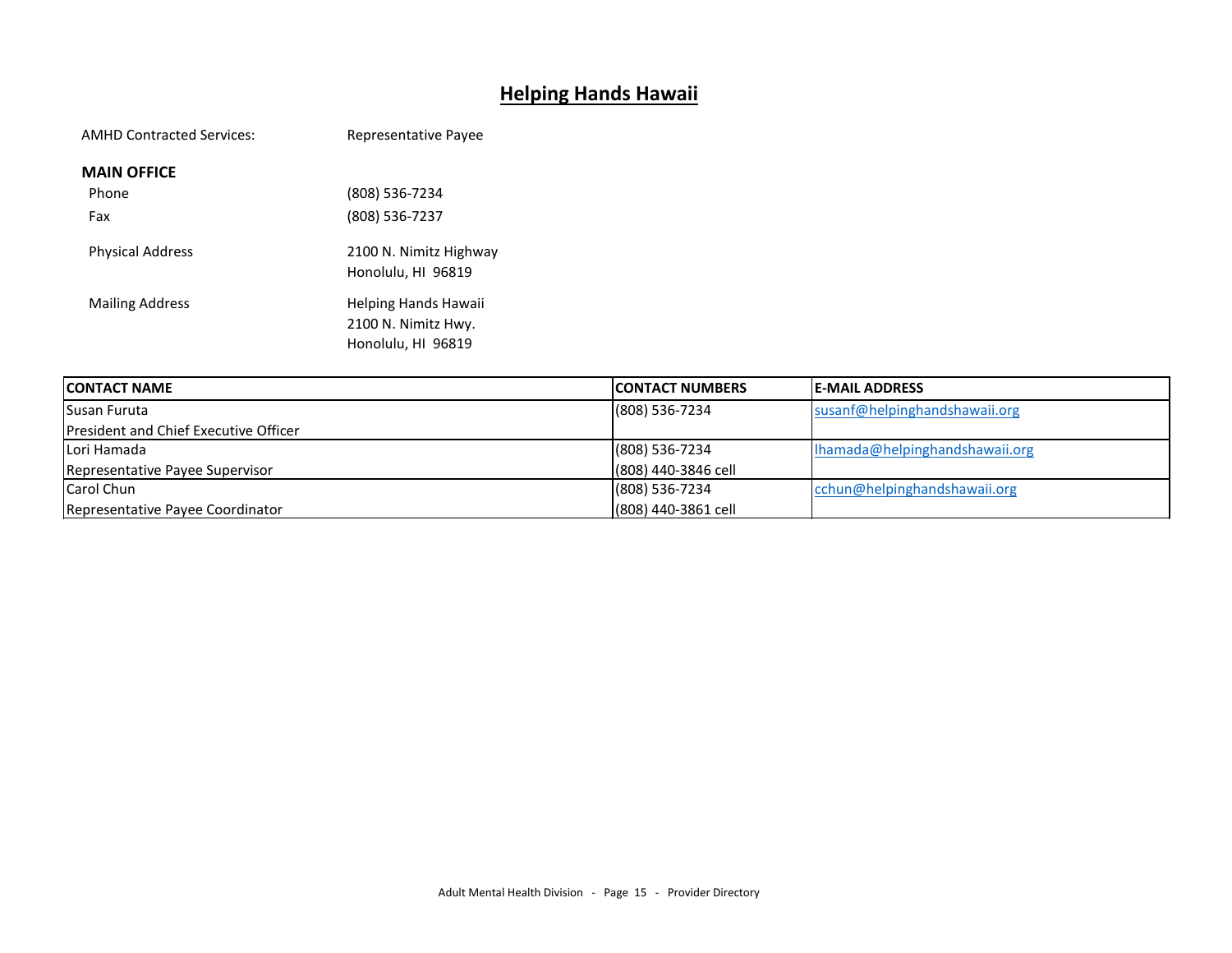# Helping Hands Hawaii

AMHD Contracted Services: Representative Payee

**MAIN OFFICE**

| | |
|---|---|
| Phone | (808) 536-7234 |
| Fax | (808) 536-7237 |
| Physical Address | 2100 N. Nimitz Highway<br>Honolulu, HI 96819 |
| Mailing Address | Helping Hands Hawaii<br>2100 N. Nimitz Hwy.<br>Honolulu, HI 96819 |

| CONTACT NAME | CONTACT NUMBERS | E-MAIL ADDRESS |
|---|---|---|
| Susan Furuta<br>President and Chief Executive Officer | (808) 536-7234 | susanf@helpinghandshawaii.org |
| Lori Hamada<br>Representative Payee Supervisor | (808) 536-7234<br>(808) 440-3846 cell | lhamada@helpinghandshawaii.org |
| Carol Chun<br>Representative Payee Coordinator | (808) 536-7234<br>(808) 440-3861 cell | cchun@helpinghandshawaii.org |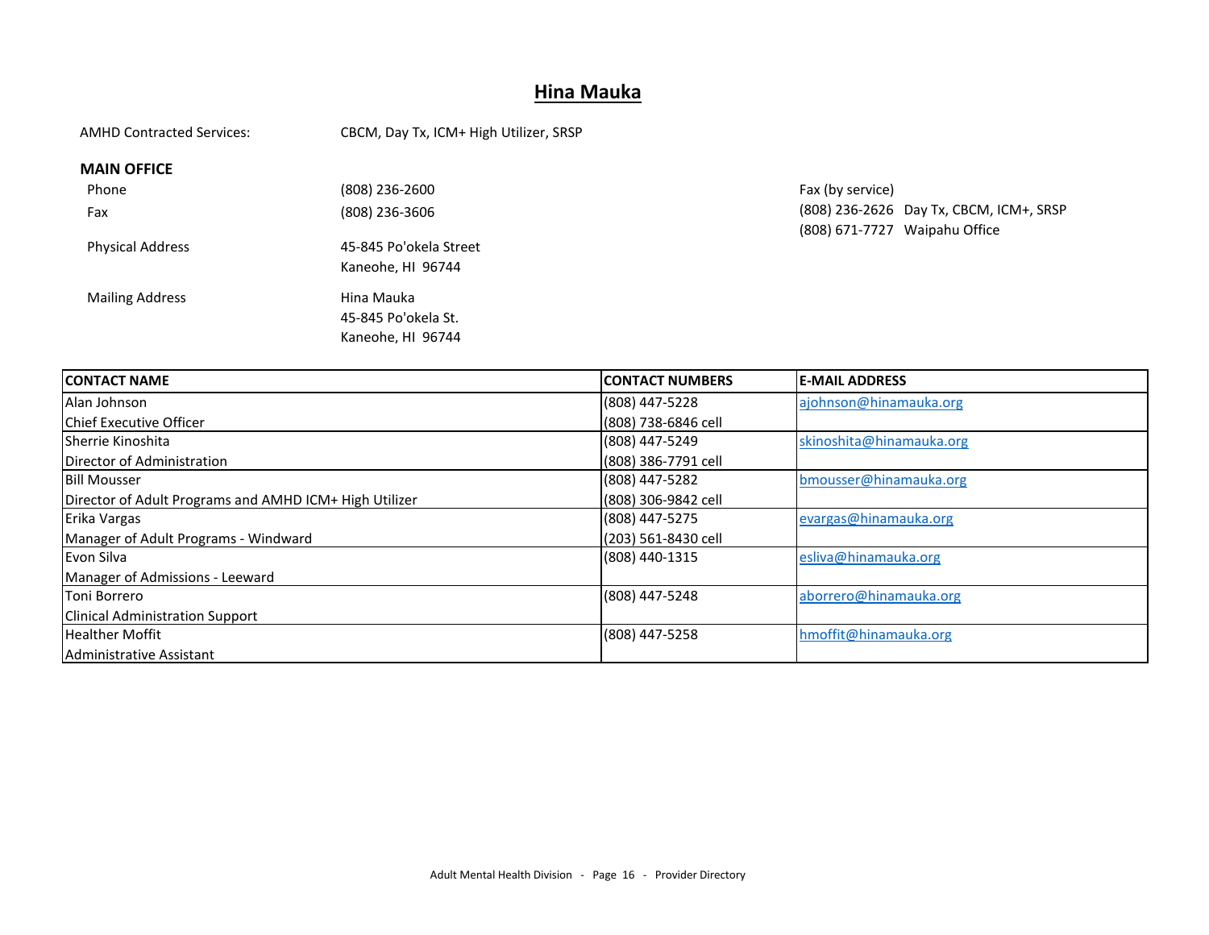# Hina Mauka

AMHD Contracted Services: CBCM, Day Tx, ICM+ High Utilizer, SRSP

**MAIN OFFICE**

| | |
|---|---|
| Phone | (808) 236-2600 |
| Fax | (808) 236-3606 |
| Physical Address | 45-845 Po'okela Street<br>Kaneohe, HI 96744 |
| Mailing Address | Hina Mauka<br>45-845 Po'okela St.<br>Kaneohe, HI 96744 |

Fax (by service)

(808) 236-2626 Day Tx, CBCM, ICM+, SRSP

(808) 671-7727 Waipahu Office

| CONTACT NAME | CONTACT NUMBERS | E-MAIL ADDRESS |
|---|---|---|
| Alan Johnson<br>Chief Executive Officer | (808) 447-5228<br>(808) 738-6846 cell | ajohnson@hinamauka.org |
| Sherrie Kinoshita<br>Director of Administration | (808) 447-5249<br>(808) 386-7791 cell | skinoshita@hinamauka.org |
| Bill Mousser<br>Director of Adult Programs and AMHD ICM+ High Utilizer | (808) 447-5282<br>(808) 306-9842 cell | bmousser@hinamauka.org |
| Erika Vargas<br>Manager of Adult Programs - Windward | (808) 447-5275<br>(203) 561-8430 cell | evargas@hinamauka.org |
| Evon Silva<br>Manager of Admissions - Leeward | (808) 440-1315 | esliva@hinamauka.org |
| Toni Borrero<br>Clinical Administration Support | (808) 447-5248 | aborrero@hinamauka.org |
| Healther Moffit<br>Administrative Assistant | (808) 447-5258 | hmoffit@hinamauka.org |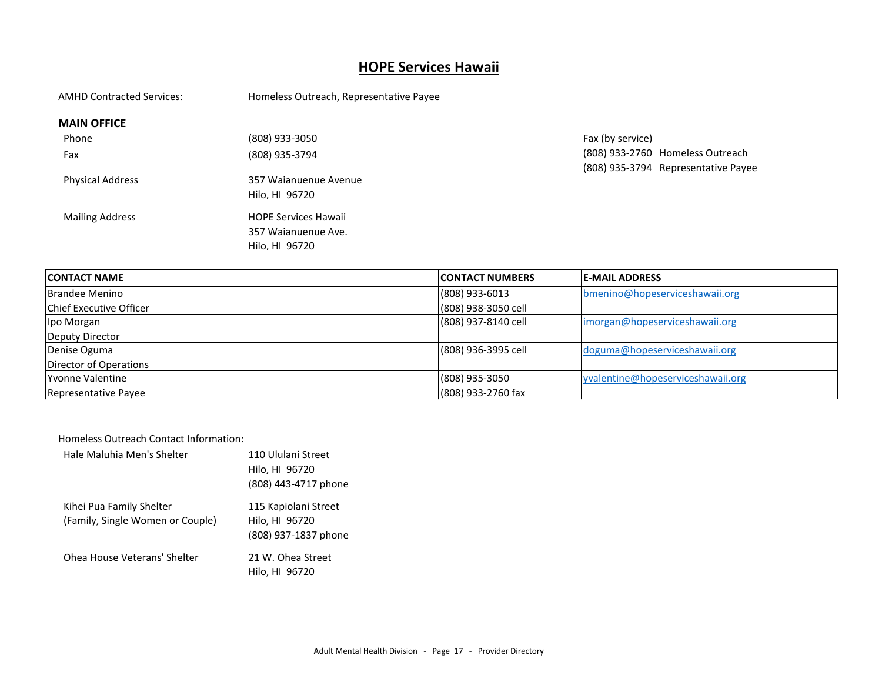# HOPE Services Hawaii

AMHD Contracted Services: Homeless Outreach, Representative Payee

**MAIN OFFICE**

Phone (808) 933-3050

Fax (808) 935-3794

Fax (by service)
(808) 933-2760 Homeless Outreach
(808) 935-3794 Representative Payee

Physical Address
357 Waianuenue Avenue
Hilo, HI 96720

Mailing Address
HOPE Services Hawaii
357 Waianuenue Ave.
Hilo, HI 96720

| CONTACT NAME | CONTACT NUMBERS | E-MAIL ADDRESS |
|---|---|---|
| Brandee Menino<br>Chief Executive Officer | (808) 933-6013<br>(808) 938-3050 cell | bmenino@hopeserviceshawaii.org |
| Ipo Morgan<br>Deputy Director | (808) 937-8140 cell | imorgan@hopeserviceshawaii.org |
| Denise Oguma<br>Director of Operations | (808) 936-3995 cell | doguma@hopeserviceshawaii.org |
| Yvonne Valentine<br>Representative Payee | (808) 935-3050<br>(808) 933-2760 fax | yvalentine@hopeserviceshawaii.org |

Homeless Outreach Contact Information:

Hale Maluhia Men's Shelter
110 Ululani Street
Hilo, HI 96720
(808) 443-4717 phone

Kihei Pua Family Shelter
(Family, Single Women or Couple)
115 Kapiolani Street
Hilo, HI 96720
(808) 937-1837 phone

Ohea House Veterans' Shelter
21 W. Ohea Street
Hilo, HI 96720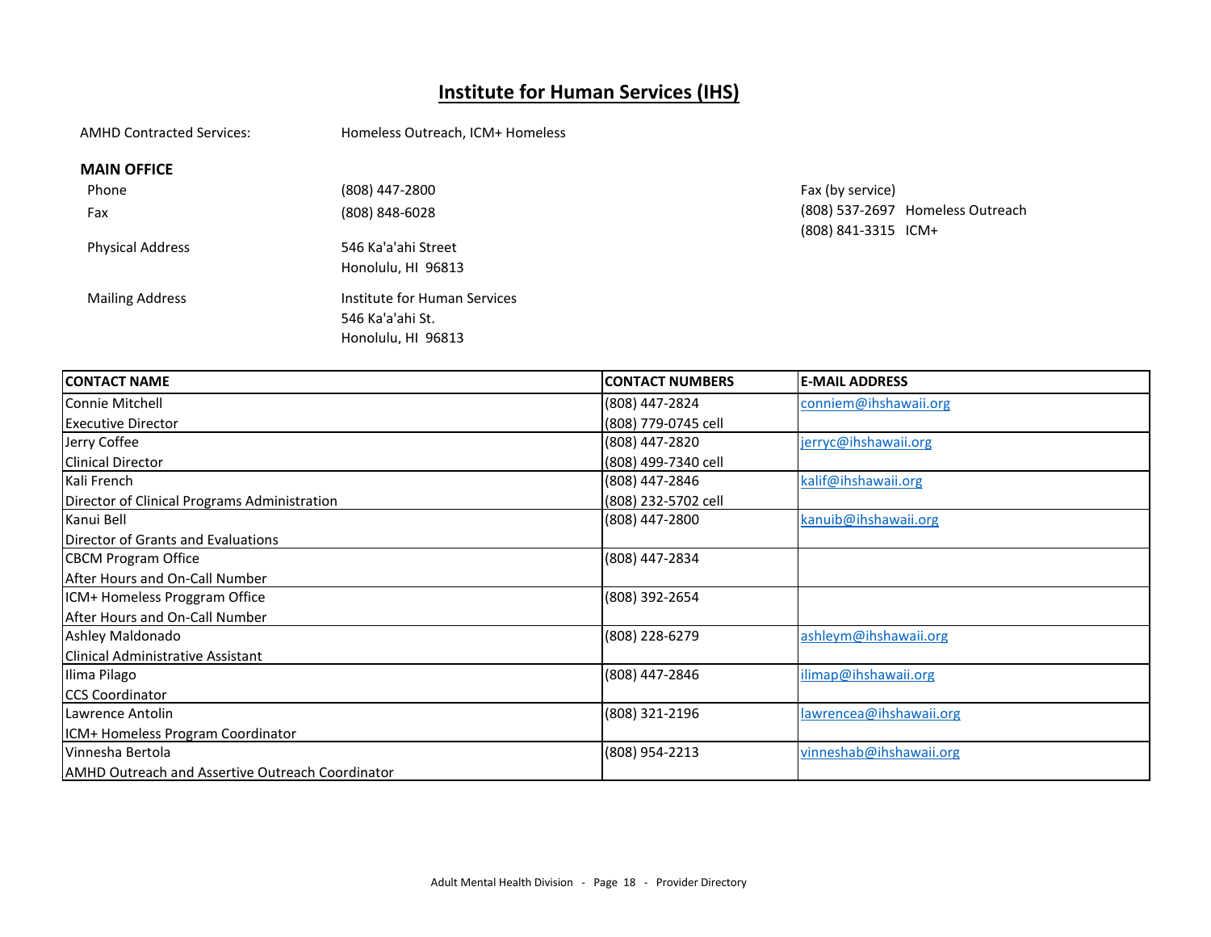# Institute for Human Services (IHS)

AMHD Contracted Services: Homeless Outreach, ICM+ Homeless

**MAIN OFFICE**

Phone (808) 447-2800

Fax (808) 848-6028

Fax (by service)
(808) 537-2697 Homeless Outreach
(808) 841-3315 ICM+

Physical Address
546 Ka'a'ahi Street
Honolulu, HI 96813

Mailing Address
Institute for Human Services
546 Ka'a'ahi St.
Honolulu, HI 96813

| CONTACT NAME | CONTACT NUMBERS | E-MAIL ADDRESS |
|---|---|---|
| Connie Mitchell<br>Executive Director | (808) 447-2824<br>(808) 779-0745 cell | conniem@ihshawaii.org |
| Jerry Coffee<br>Clinical Director | (808) 447-2820<br>(808) 499-7340 cell | jerryc@ihshawaii.org |
| Kali French<br>Director of Clinical Programs Administration | (808) 447-2846<br>(808) 232-5702 cell | kalif@ihshawaii.org |
| Kanui Bell<br>Director of Grants and Evaluations | (808) 447-2800 | kanuib@ihshawaii.org |
| CBCM Program Office<br>After Hours and On-Call Number | (808) 447-2834 | |
| ICM+ Homeless Proggram Office<br>After Hours and On-Call Number | (808) 392-2654 | |
| Ashley Maldonado<br>Clinical Administrative Assistant | (808) 228-6279 | ashleym@ihshawaii.org |
| Ilima Pilago<br>CCS Coordinator | (808) 447-2846 | ilimap@ihshawaii.org |
| Lawrence Antolin<br>ICM+ Homeless Program Coordinator | (808) 321-2196 | lawrencea@ihshawaii.org |
| Vinnesha Bertola<br>AMHD Outreach and Assertive Outreach Coordinator | (808) 954-2213 | vinneshab@ihshawaii.org |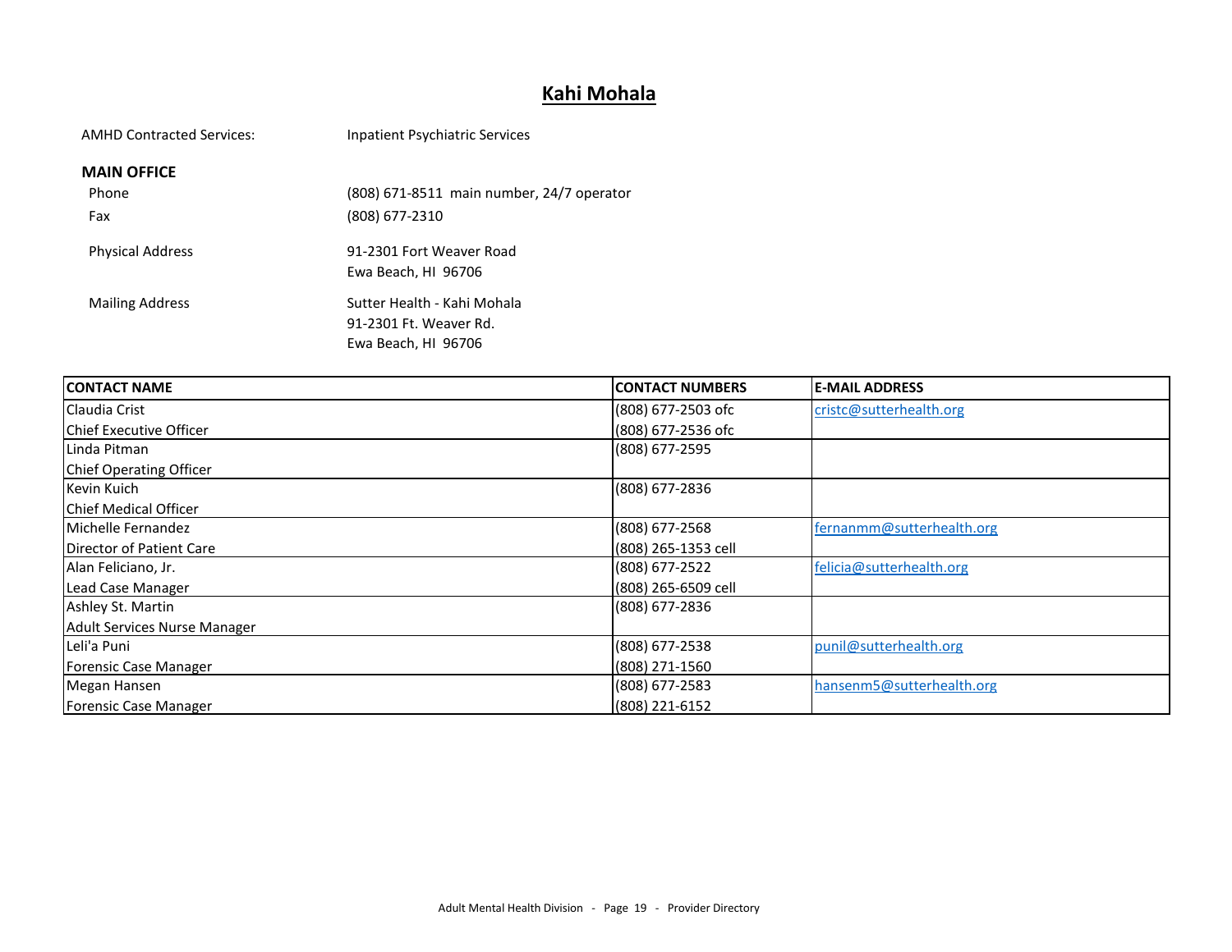# Kahi Mohala

AMHD Contracted Services: Inpatient Psychiatric Services

**MAIN OFFICE**

| | |
|---|---|
| Phone | (808) 671-8511 main number, 24/7 operator |
| Fax | (808) 677-2310 |
| Physical Address | 91-2301 Fort Weaver Road<br>Ewa Beach, HI 96706 |
| Mailing Address | Sutter Health - Kahi Mohala<br>91-2301 Ft. Weaver Rd.<br>Ewa Beach, HI 96706 |

| CONTACT NAME | CONTACT NUMBERS | E-MAIL ADDRESS |
|---|---|---|
| Claudia Crist<br>Chief Executive Officer | (808) 677-2503 ofc<br>(808) 677-2536 ofc | cristc@sutterhealth.org |
| Linda Pitman<br>Chief Operating Officer | (808) 677-2595 | |
| Kevin Kuich<br>Chief Medical Officer | (808) 677-2836 | |
| Michelle Fernandez<br>Director of Patient Care | (808) 677-2568<br>(808) 265-1353 cell | fernanmm@sutterhealth.org |
| Alan Feliciano, Jr.<br>Lead Case Manager | (808) 677-2522<br>(808) 265-6509 cell | felicia@sutterhealth.org |
| Ashley St. Martin<br>Adult Services Nurse Manager | (808) 677-2836 | |
| Leli'a Puni<br>Forensic Case Manager | (808) 677-2538<br>(808) 271-1560 | punil@sutterhealth.org |
| Megan Hansen<br>Forensic Case Manager | (808) 677-2583<br>(808) 221-6152 | hansenm5@sutterhealth.org |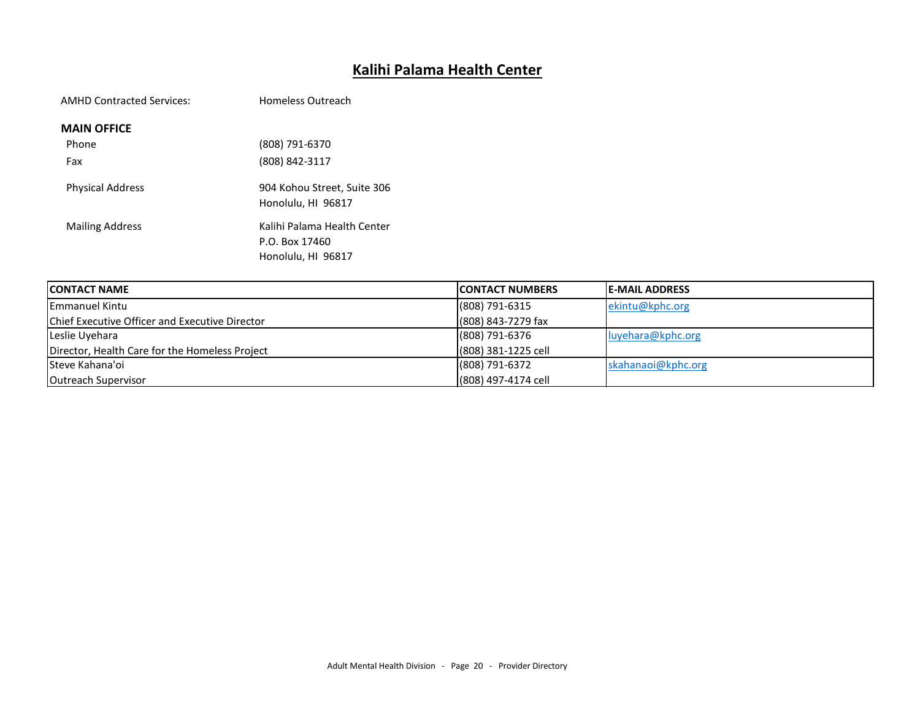# Kalihi Palama Health Center

AMHD Contracted Services: Homeless Outreach

**MAIN OFFICE**

| | |
|---|---|
| Phone | (808) 791-6370 |
| Fax | (808) 842-3117 |
| Physical Address | 904 Kohou Street, Suite 306<br>Honolulu, HI 96817 |
| Mailing Address | Kalihi Palama Health Center<br>P.O. Box 17460<br>Honolulu, HI 96817 |

| CONTACT NAME | CONTACT NUMBERS | E-MAIL ADDRESS |
|---|---|---|
| Emmanuel Kintu<br>Chief Executive Officer and Executive Director | (808) 791-6315<br>(808) 843-7279 fax | ekintu@kphc.org |
| Leslie Uyehara<br>Director, Health Care for the Homeless Project | (808) 791-6376<br>(808) 381-1225 cell | luyehara@kphc.org |
| Steve Kahana'oi<br>Outreach Supervisor | (808) 791-6372<br>(808) 497-4174 cell | skahanaoi@kphc.org |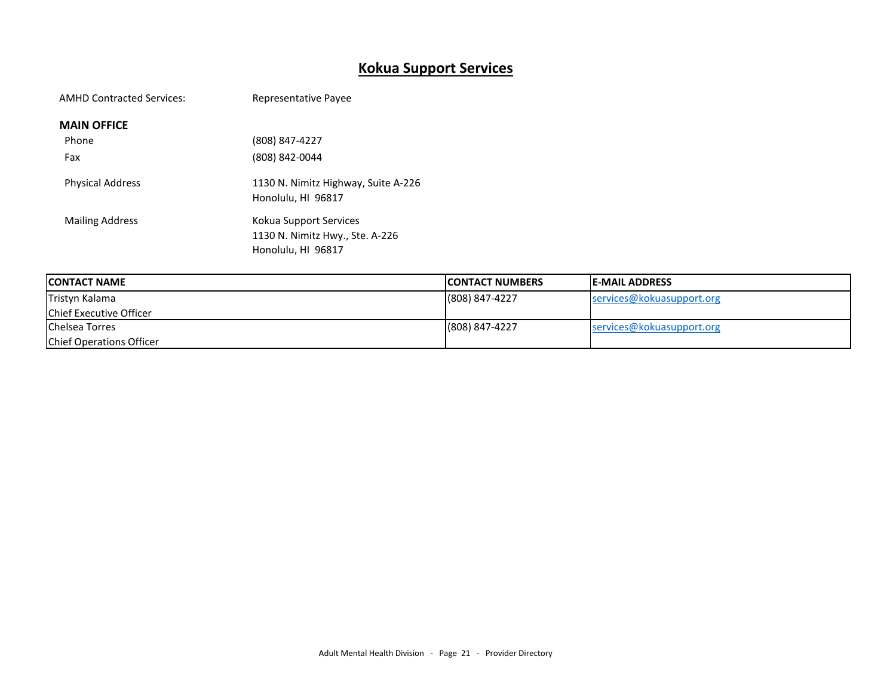# Kokua Support Services

AMHD Contracted Services: Representative Payee

**MAIN OFFICE**

Phone (808) 847-4227

Fax (808) 842-0044

Physical Address 1130 N. Nimitz Highway, Suite A-226
Honolulu, HI 96817

Mailing Address Kokua Support Services
1130 N. Nimitz Hwy., Ste. A-226
Honolulu, HI 96817

| CONTACT NAME | CONTACT NUMBERS | E-MAIL ADDRESS |
|---|---|---|
| Tristyn Kalama<br>Chief Executive Officer | (808) 847-4227 | services@kokuasupport.org |
| Chelsea Torres<br>Chief Operations Officer | (808) 847-4227 | services@kokuasupport.org |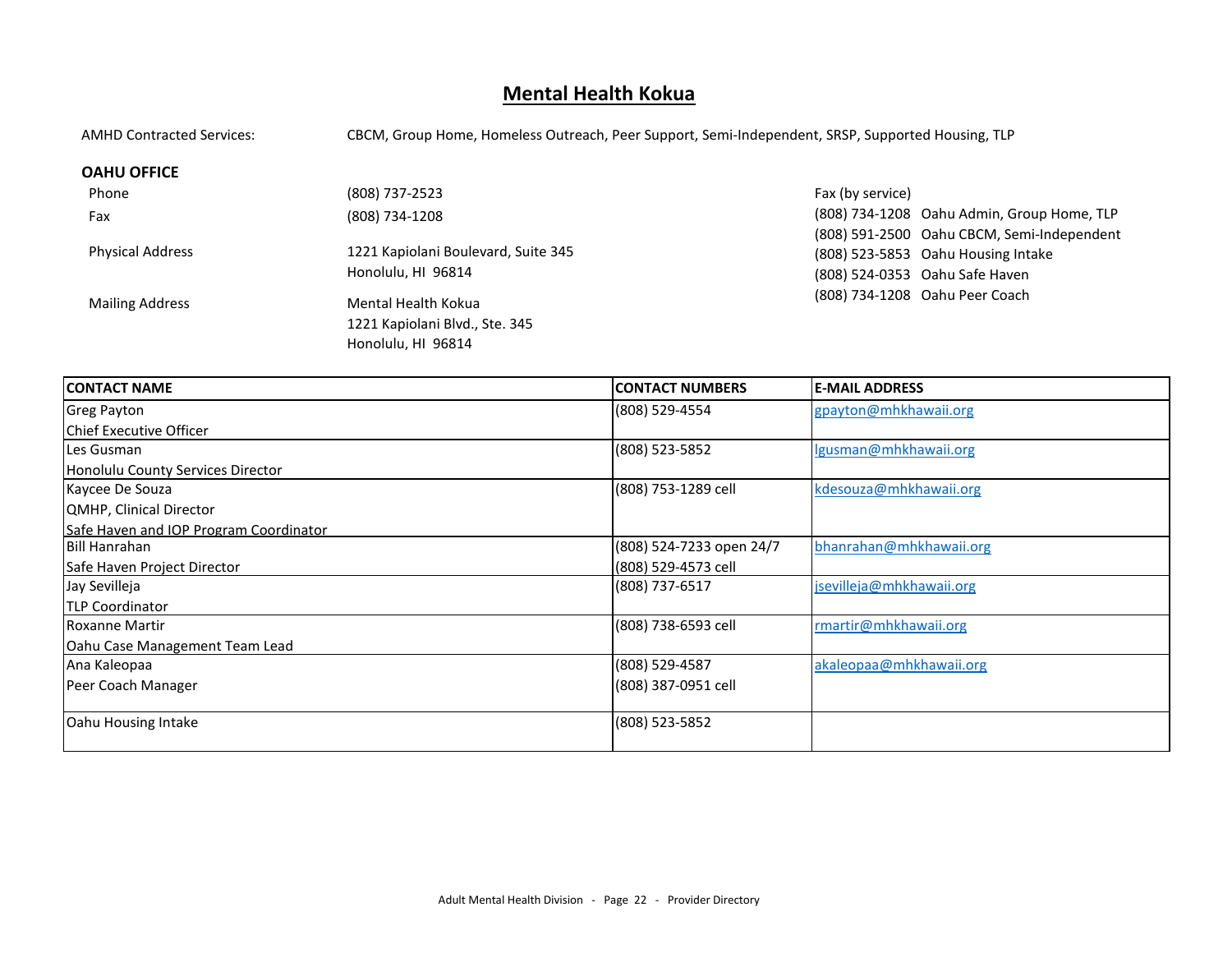# Mental Health Kokua

AMHD Contracted Services: CBCM, Group Home, Homeless Outreach, Peer Support, Semi-Independent, SRSP, Supported Housing, TLP

**OAHU OFFICE**

| | |
|---|---|
| Phone | (808) 737-2523 |
| Fax | (808) 734-1208 |
| Physical Address | 1221 Kapiolani Boulevard, Suite 345<br>Honolulu, HI 96814 |
| Mailing Address | Mental Health Kokua<br>1221 Kapiolani Blvd., Ste. 345<br>Honolulu, HI 96814 |

Fax (by service)

| | |
|---|---|
| (808) 734-1208 | Oahu Admin, Group Home, TLP |
| (808) 591-2500 | Oahu CBCM, Semi-Independent |
| (808) 523-5853 | Oahu Housing Intake |
| (808) 524-0353 | Oahu Safe Haven |
| (808) 734-1208 | Oahu Peer Coach |

| CONTACT NAME | CONTACT NUMBERS | E-MAIL ADDRESS |
|---|---|---|
| Greg Payton<br>Chief Executive Officer | (808) 529-4554 | gpayton@mhkhawaii.org |
| Les Gusman<br>Honolulu County Services Director | (808) 523-5852 | lgusman@mhkhawaii.org |
| Kaycee De Souza<br>QMHP, Clinical Director<br>Safe Haven and IOP Program Coordinator | (808) 753-1289 cell | kdesouza@mhkhawaii.org |
| Bill Hanrahan<br>Safe Haven Project Director | (808) 524-7233 open 24/7<br>(808) 529-4573 cell | bhanrahan@mhkhawaii.org |
| Jay Sevilleja<br>TLP Coordinator | (808) 737-6517 | jsevilleja@mhkhawaii.org |
| Roxanne Martir<br>Oahu Case Management Team Lead | (808) 738-6593 cell | rmartir@mhkhawaii.org |
| Ana Kaleopaa<br>Peer Coach Manager | (808) 529-4587<br>(808) 387-0951 cell | akaleopaa@mhkhawaii.org |
| Oahu Housing Intake | (808) 523-5852 | |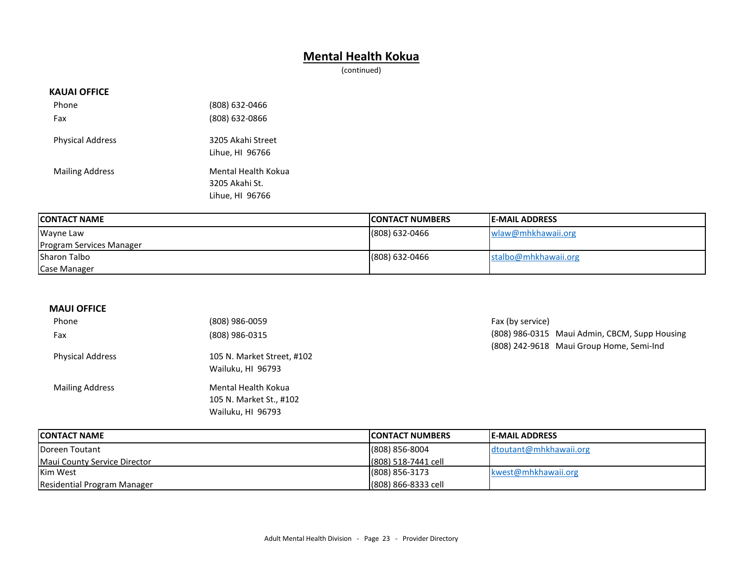# Mental Health Kokua

(continued)

### KAUAI OFFICE

| | |
|---|---|
| Phone | (808) 632-0466 |
| Fax | (808) 632-0866 |
| Physical Address | 3205 Akahi Street<br>Lihue, HI 96766 |
| Mailing Address | Mental Health Kokua<br>3205 Akahi St.<br>Lihue, HI 96766 |

| CONTACT NAME | CONTACT NUMBERS | E-MAIL ADDRESS |
|---|---|---|
| Wayne Law<br>Program Services Manager | (808) 632-0466 | wlaw@mhkhawaii.org |
| Sharon Talbo<br>Case Manager | (808) 632-0466 | stalbo@mhkhawaii.org |

### MAUI OFFICE

| | |
|---|---|
| Phone | (808) 986-0059 |
| Fax | (808) 986-0315 |
| Physical Address | 105 N. Market Street, #102<br>Wailuku, HI 96793 |
| Mailing Address | Mental Health Kokua<br>105 N. Market St., #102<br>Wailuku, HI 96793 |

Fax (by service)
(808) 986-0315 Maui Admin, CBCM, Supp Housing
(808) 242-9618 Maui Group Home, Semi-Ind

| CONTACT NAME | CONTACT NUMBERS | E-MAIL ADDRESS |
|---|---|---|
| Doreen Toutant<br>Maui County Service Director | (808) 856-8004<br>(808) 518-7441 cell | dtoutant@mhkhawaii.org |
| Kim West<br>Residential Program Manager | (808) 856-3173<br>(808) 866-8333 cell | kwest@mhkhawaii.org |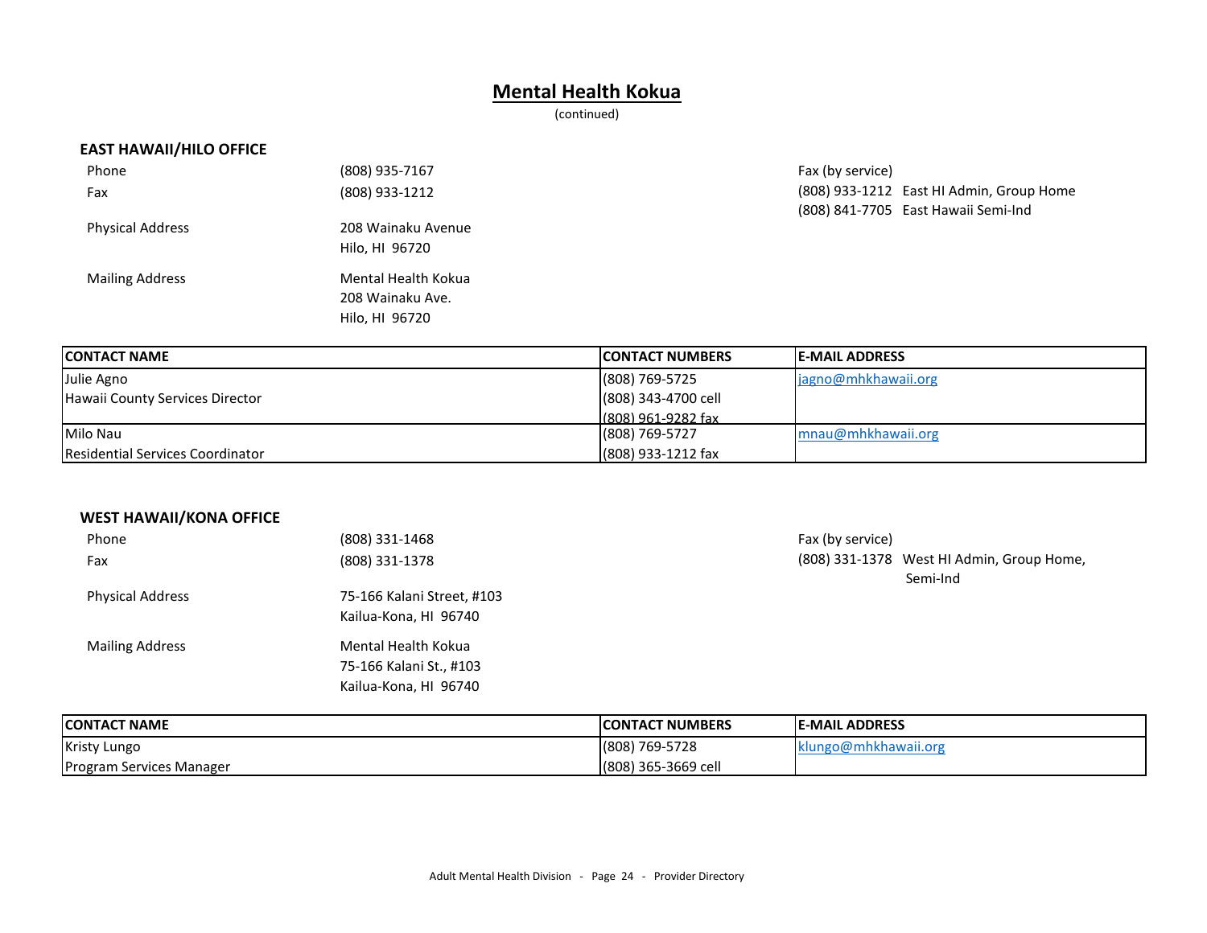# Mental Health Kokua

(continued)

### EAST HAWAII/HILO OFFICE

| | | | |
|---|---|---|---|
| Phone | (808) 935-7167 | Fax (by service) | |
| Fax | (808) 933-1212 | (808) 933-1212 | East HI Admin, Group Home |
| | | (808) 841-7705 | East Hawaii Semi-Ind |
| Physical Address | 208 Wainaku Avenue<br>Hilo, HI 96720 | | |
| Mailing Address | Mental Health Kokua<br>208 Wainaku Ave.<br>Hilo, HI 96720 | | |

| CONTACT NAME | CONTACT NUMBERS | E-MAIL ADDRESS |
|---|---|---|
| Julie Agno<br>Hawaii County Services Director | (808) 769-5725<br>(808) 343-4700 cell<br>(808) 961-9282 fax | jagno@mhkhawaii.org |
| Milo Nau<br>Residential Services Coordinator | (808) 769-5727<br>(808) 933-1212 fax | mnau@mhkhawaii.org |

### WEST HAWAII/KONA OFFICE

| | | | |
|---|---|---|---|
| Phone | (808) 331-1468 | Fax (by service) | |
| Fax | (808) 331-1378 | (808) 331-1378 | West HI Admin, Group Home, Semi-Ind |
| Physical Address | 75-166 Kalani Street, #103<br>Kailua-Kona, HI 96740 | | |
| Mailing Address | Mental Health Kokua<br>75-166 Kalani St., #103<br>Kailua-Kona, HI 96740 | | |

| CONTACT NAME | CONTACT NUMBERS | E-MAIL ADDRESS |
|---|---|---|
| Kristy Lungo<br>Program Services Manager | (808) 769-5728<br>(808) 365-3669 cell | klungo@mhkhawaii.org |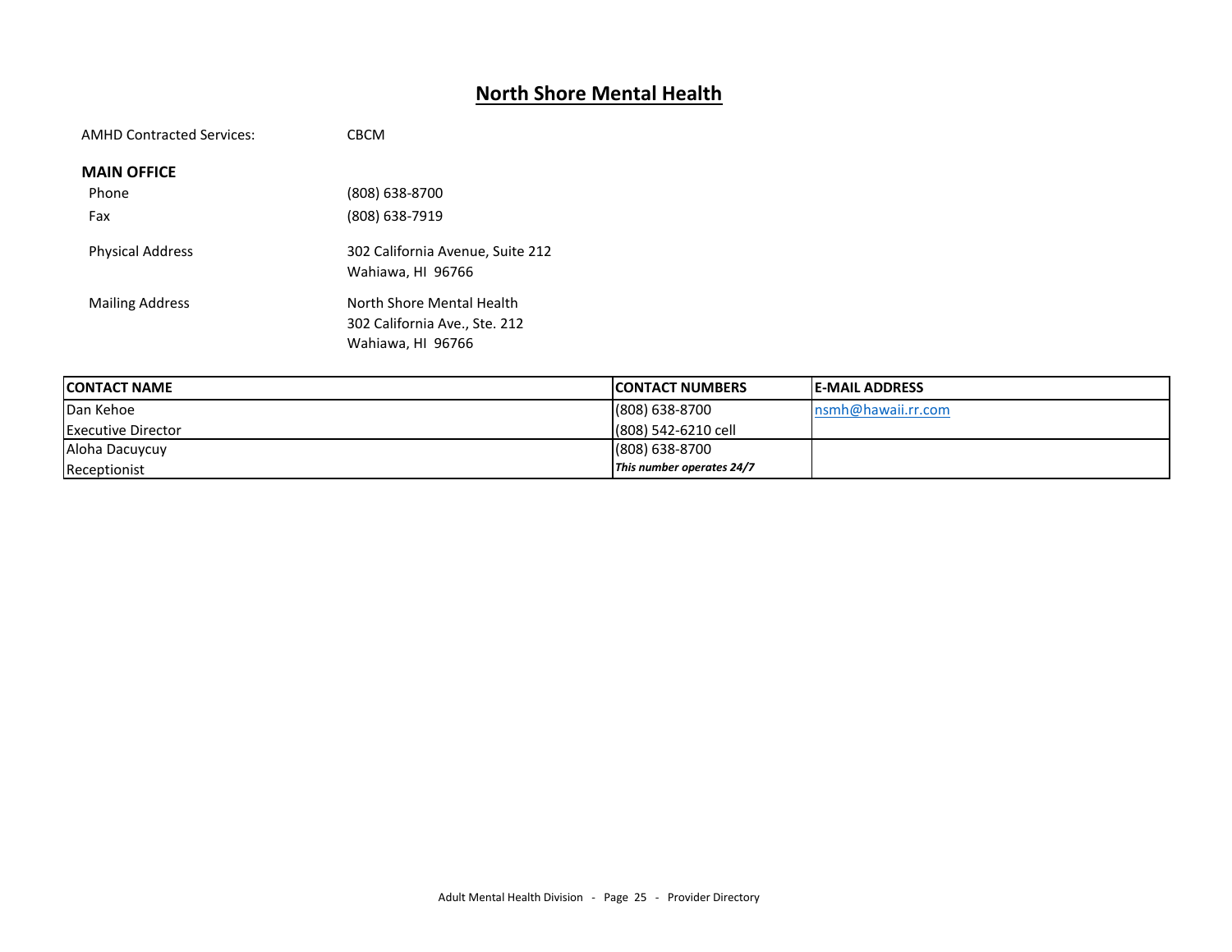# North Shore Mental Health

AMHD Contracted Services: CBCM

**MAIN OFFICE**

| | |
|---|---|
| Phone | (808) 638-8700 |
| Fax | (808) 638-7919 |
| Physical Address | 302 California Avenue, Suite 212<br>Wahiawa, HI 96766 |
| Mailing Address | North Shore Mental Health<br>302 California Ave., Ste. 212<br>Wahiawa, HI 96766 |

| CONTACT NAME | CONTACT NUMBERS | E-MAIL ADDRESS |
|---|---|---|
| Dan Kehoe<br>Executive Director | (808) 638-8700<br>(808) 542-6210 cell | nsmh@hawaii.rr.com |
| Aloha Dacuycuy<br>Receptionist | (808) 638-8700<br>***This number operates 24/7*** | |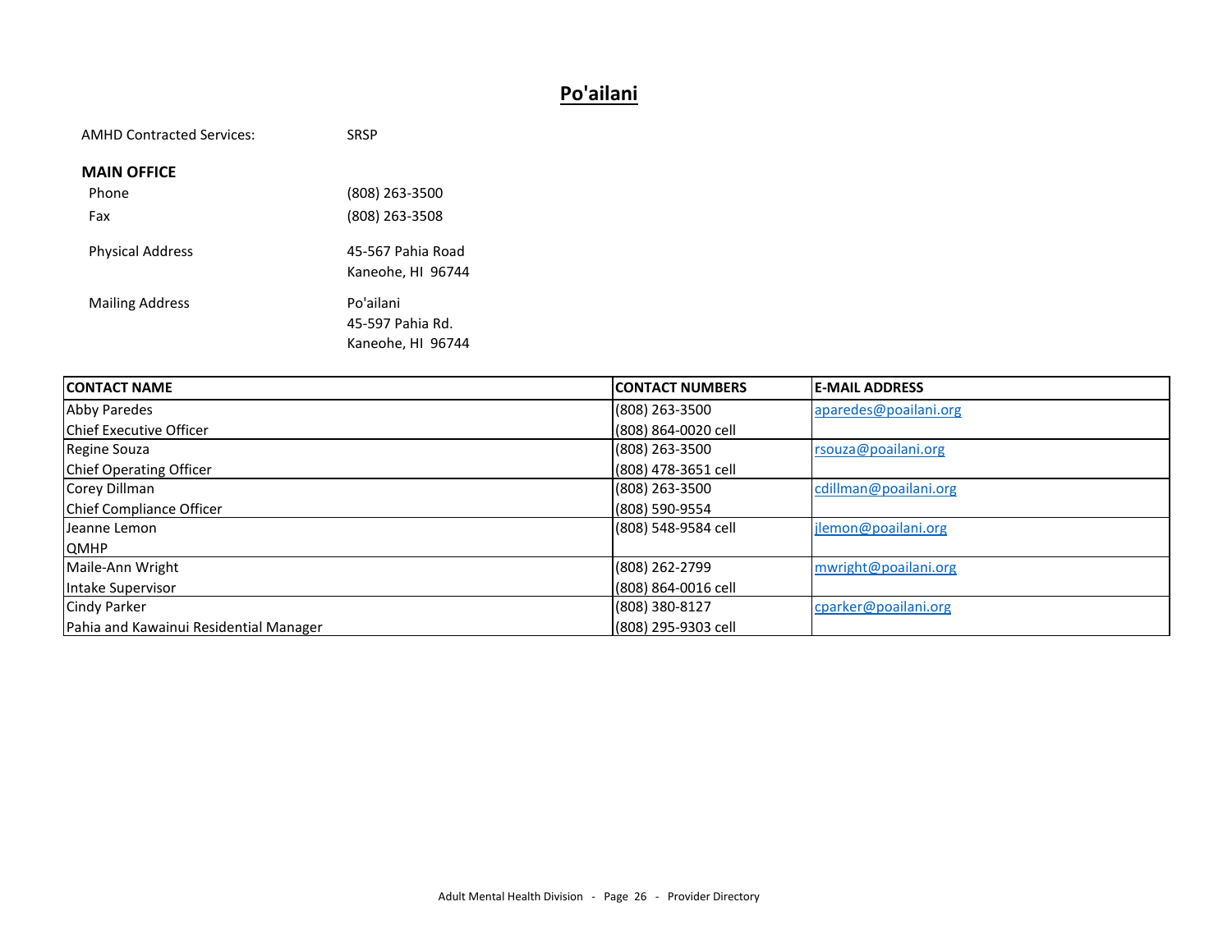# Po'ailani

AMHD Contracted Services: SRSP

**MAIN OFFICE**

| | |
|---|---|
| Phone | (808) 263-3500 |
| Fax | (808) 263-3508 |
| Physical Address | 45-567 Pahia Road<br>Kaneohe, HI  96744 |
| Mailing Address | Po'ailani<br>45-597 Pahia Rd.<br>Kaneohe, HI  96744 |

| CONTACT NAME | CONTACT NUMBERS | E-MAIL ADDRESS |
|---|---|---|
| Abby Paredes<br>Chief Executive Officer | (808) 263-3500<br>(808) 864-0020 cell | aparedes@poailani.org |
| Regine Souza<br>Chief Operating Officer | (808) 263-3500<br>(808) 478-3651 cell | rsouza@poailani.org |
| Corey Dillman<br>Chief Compliance Officer | (808) 263-3500<br>(808) 590-9554 | cdillman@poailani.org |
| Jeanne Lemon<br>QMHP | (808) 548-9584 cell | jlemon@poailani.org |
| Maile-Ann Wright<br>Intake Supervisor | (808) 262-2799<br>(808) 864-0016 cell | mwright@poailani.org |
| Cindy Parker<br>Pahia and Kawainui Residential Manager | (808) 380-8127<br>(808) 295-9303 cell | cparker@poailani.org |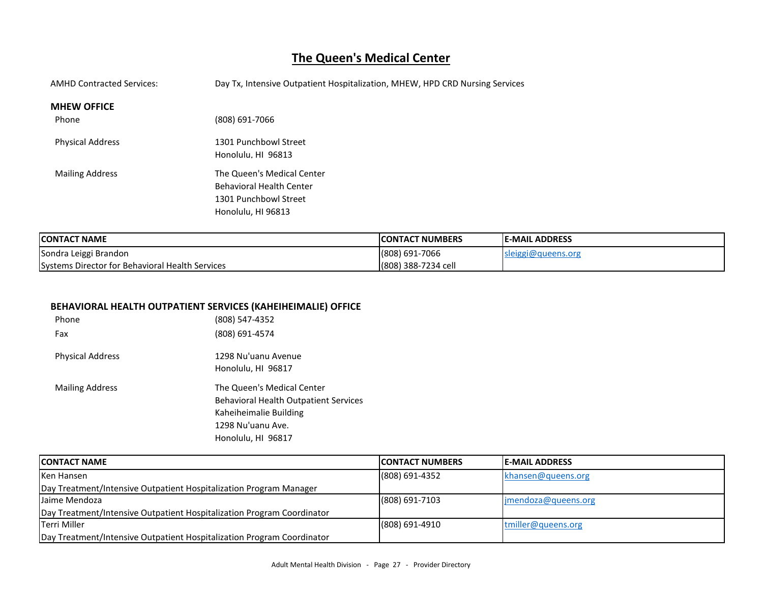# The Queen's Medical Center

AMHD Contracted Services: Day Tx, Intensive Outpatient Hospitalization, MHEW, HPD CRD Nursing Services

**MHEW OFFICE**

Phone: (808) 691-7066

Physical Address:
1301 Punchbowl Street
Honolulu, HI 96813

Mailing Address:
The Queen's Medical Center
Behavioral Health Center
1301 Punchbowl Street
Honolulu, HI 96813

| CONTACT NAME | CONTACT NUMBERS | E-MAIL ADDRESS |
|---|---|---|
| Sondra Leiggi Brandon<br>Systems Director for Behavioral Health Services | (808) 691-7066<br>(808) 388-7234 cell | sleiggi@queens.org |

**BEHAVIORAL HEALTH OUTPATIENT SERVICES (KAHEIHEIMALIE) OFFICE**

Phone: (808) 547-4352

Fax: (808) 691-4574

Physical Address:
1298 Nu'uanu Avenue
Honolulu, HI 96817

Mailing Address:
The Queen's Medical Center
Behavioral Health Outpatient Services
Kaheiheimalie Building
1298 Nu'uanu Ave.
Honolulu, HI 96817

| CONTACT NAME | CONTACT NUMBERS | E-MAIL ADDRESS |
|---|---|---|
| Ken Hansen<br>Day Treatment/Intensive Outpatient Hospitalization Program Manager | (808) 691-4352 | khansen@queens.org |
| Jaime Mendoza<br>Day Treatment/Intensive Outpatient Hospitalization Program Coordinator | (808) 691-7103 | jmendoza@queens.org |
| Terri Miller<br>Day Treatment/Intensive Outpatient Hospitalization Program Coordinator | (808) 691-4910 | tmiller@queens.org |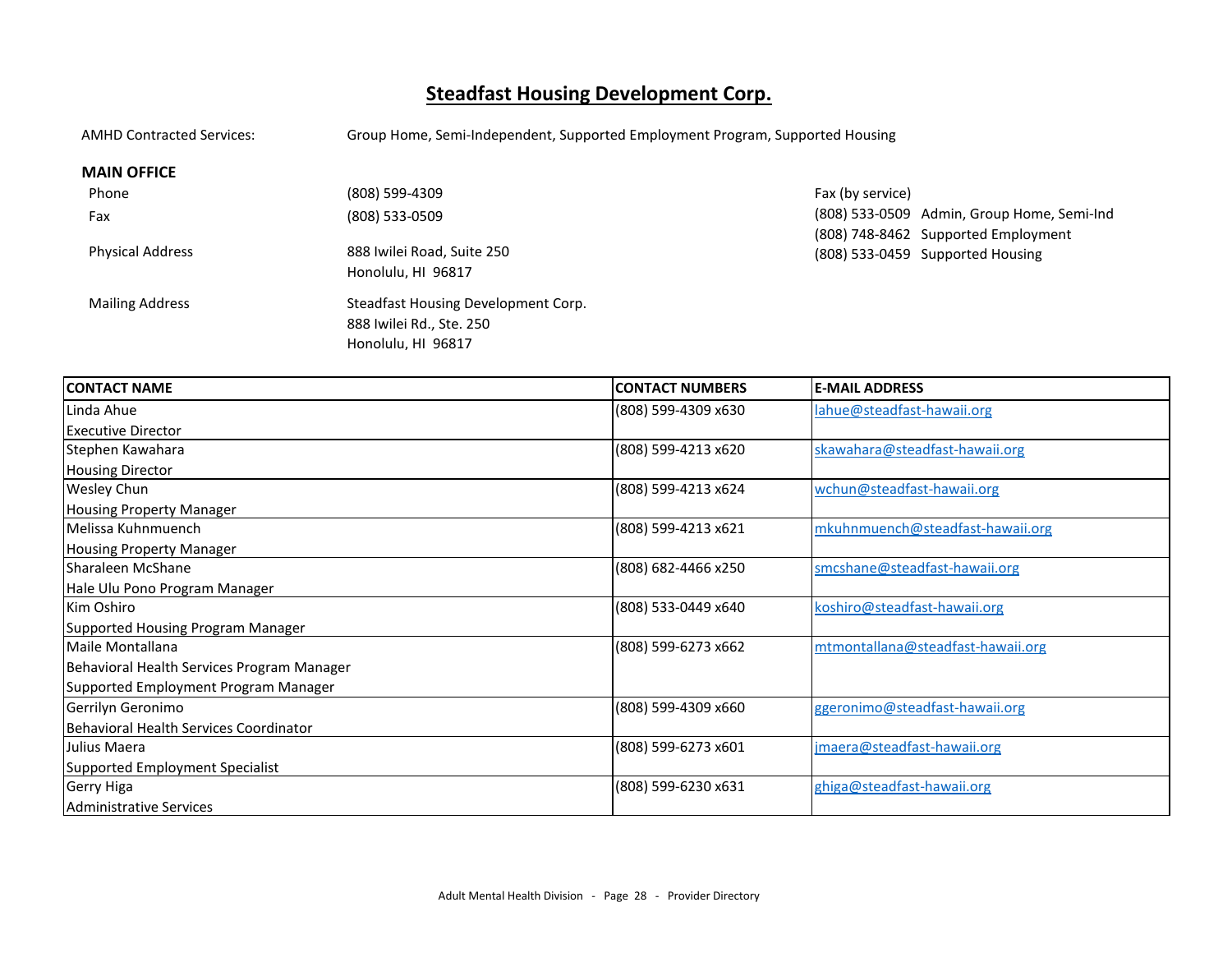# Steadfast Housing Development Corp.

AMHD Contracted Services: Group Home, Semi-Independent, Supported Employment Program, Supported Housing

## MAIN OFFICE

| | |
|---|---|
| Phone | (808) 599-4309 |
| Fax | (808) 533-0509 |
| Physical Address | 888 Iwilei Road, Suite 250<br>Honolulu, HI 96817 |
| Mailing Address | Steadfast Housing Development Corp.<br>888 Iwilei Rd., Ste. 250<br>Honolulu, HI 96817 |

Fax (by service)

(808) 533-0509 Admin, Group Home, Semi-Ind
(808) 748-8462 Supported Employment
(808) 533-0459 Supported Housing

| CONTACT NAME | CONTACT NUMBERS | E-MAIL ADDRESS |
|---|---|---|
| Linda Ahue<br>Executive Director | (808) 599-4309 x630 | lahue@steadfast-hawaii.org |
| Stephen Kawahara<br>Housing Director | (808) 599-4213 x620 | skawahara@steadfast-hawaii.org |
| Wesley Chun<br>Housing Property Manager | (808) 599-4213 x624 | wchun@steadfast-hawaii.org |
| Melissa Kuhnmuench<br>Housing Property Manager | (808) 599-4213 x621 | mkuhnmuench@steadfast-hawaii.org |
| Sharaleen McShane<br>Hale Ulu Pono Program Manager | (808) 682-4466 x250 | smcshane@steadfast-hawaii.org |
| Kim Oshiro<br>Supported Housing Program Manager | (808) 533-0449 x640 | koshiro@steadfast-hawaii.org |
| Maile Montallana<br>Behavioral Health Services Program Manager<br>Supported Employment Program Manager | (808) 599-6273 x662 | mtmontallana@steadfast-hawaii.org |
| Gerrilyn Geronimo<br>Behavioral Health Services Coordinator | (808) 599-4309 x660 | ggeronimo@steadfast-hawaii.org |
| Julius Maera<br>Supported Employment Specialist | (808) 599-6273 x601 | jmaera@steadfast-hawaii.org |
| Gerry Higa<br>Administrative Services | (808) 599-6230 x631 | ghiga@steadfast-hawaii.org |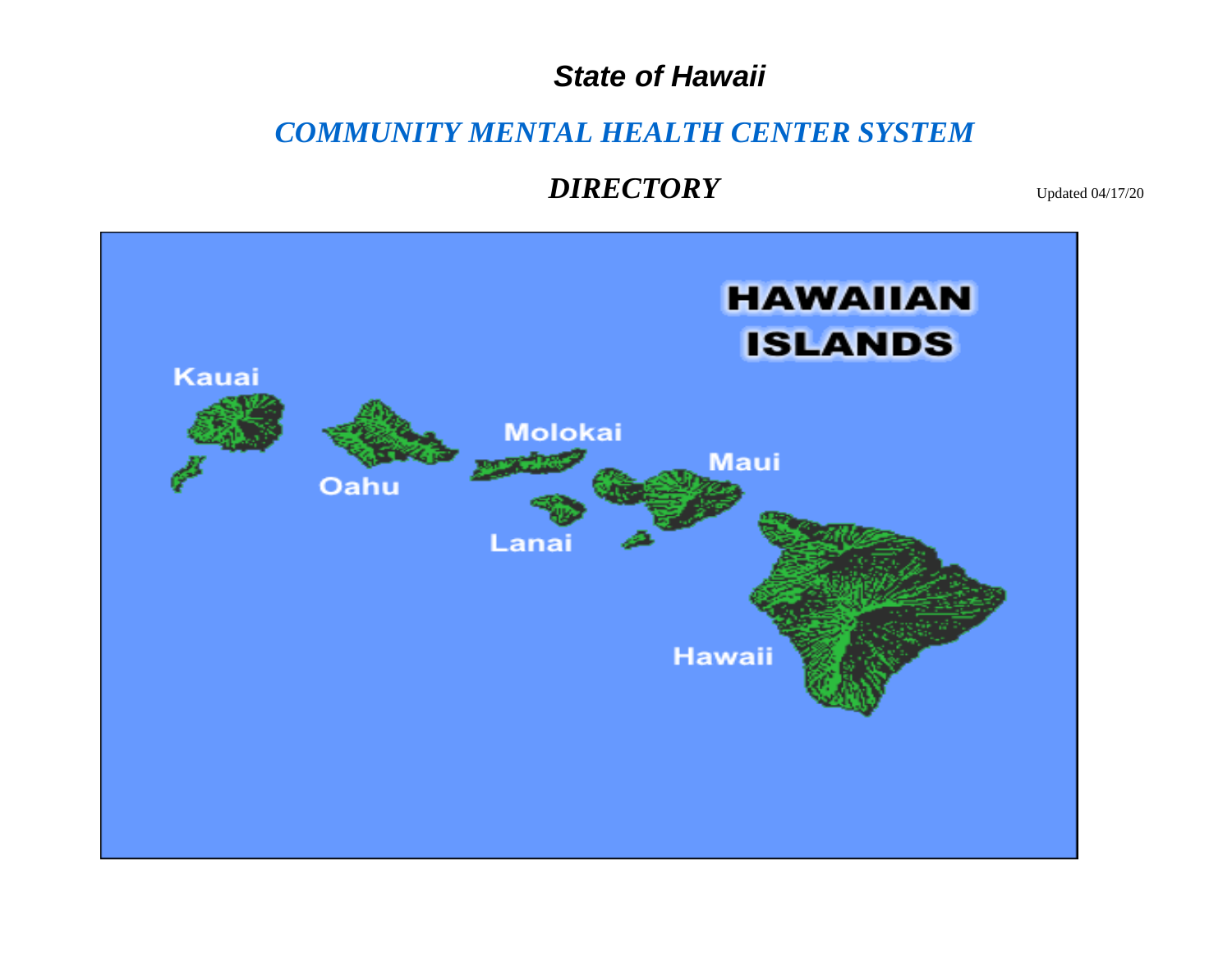# *State of Hawaii*

## *COMMUNITY MENTAL HEALTH CENTER SYSTEM*

## *DIRECTORY*

Updated 04/17/20

HAWAIIAN ISLANDS

Kauai

Oahu

Molokai

Maui

Lanai

Hawaii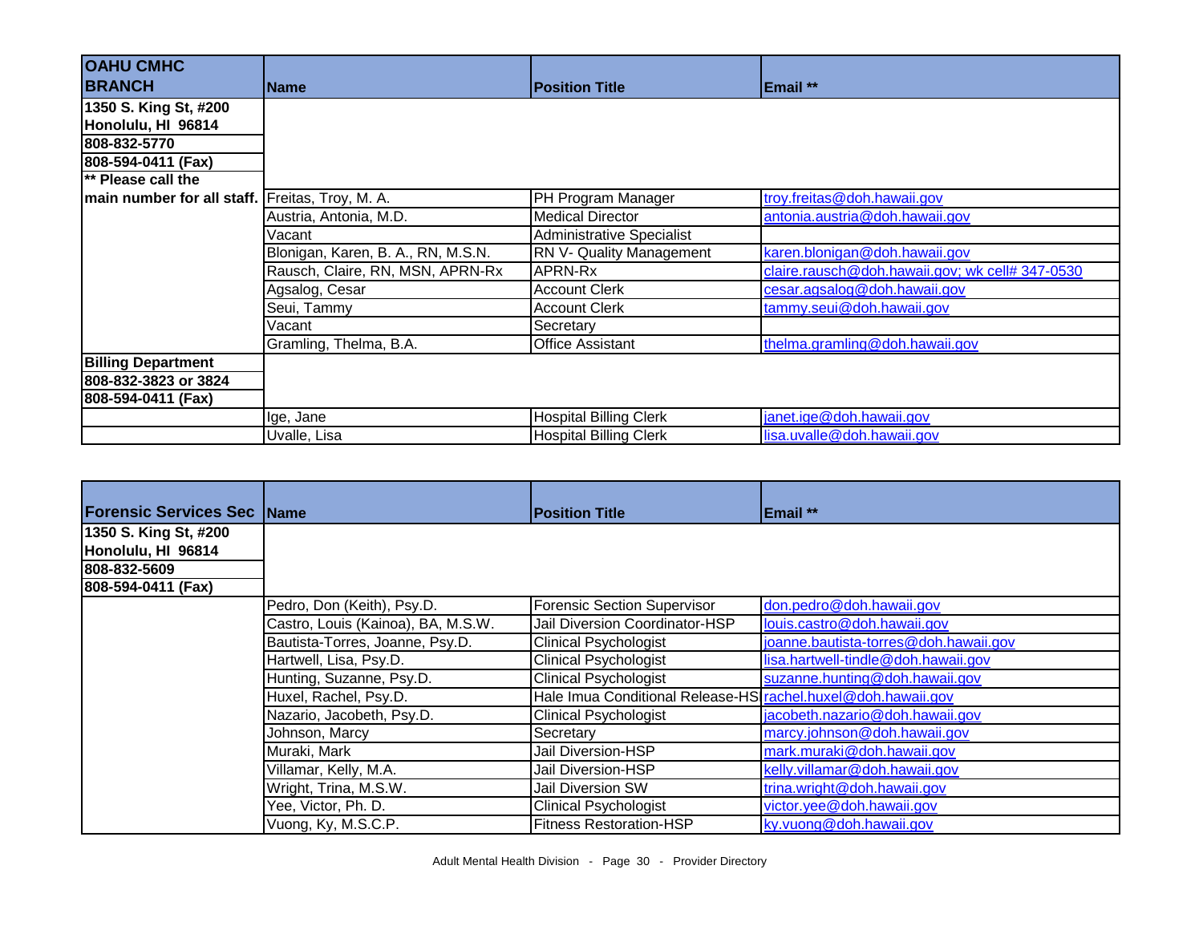| OAHU CMHC BRANCH | Name | Position Title | Email ** |
|---|---|---|---|
| 1350 S. King St, #200 | | | |
| Honolulu, HI 96814 | | | |
| 808-832-5770 | | | |
| 808-594-0411 (Fax) | | | |
| ** Please call the | | | |
| main number for all staff. | Freitas, Troy, M. A. | PH Program Manager | troy.freitas@doh.hawaii.gov |
| | Austria, Antonia, M.D. | Medical Director | antonia.austria@doh.hawaii.gov |
| | Vacant | Administrative Specialist | |
| | Blonigan, Karen, B. A., RN, M.S.N. | RN V- Quality Management | karen.blonigan@doh.hawaii.gov |
| | Rausch, Claire, RN, MSN, APRN-Rx | APRN-Rx | claire.rausch@doh.hawaii.gov; wk cell# 347-0530 |
| | Agsalog, Cesar | Account Clerk | cesar.agsalog@doh.hawaii.gov |
| | Seui, Tammy | Account Clerk | tammy.seui@doh.hawaii.gov |
| | Vacant | Secretary | |
| | Gramling, Thelma, B.A. | Office Assistant | thelma.gramling@doh.hawaii.gov |
| **Billing Department** | | | |
| **808-832-3823 or 3824** | | | |
| **808-594-0411 (Fax)** | | | |
| | Ige, Jane | Hospital Billing Clerk | janet.ige@doh.hawaii.gov |
| | Uvalle, Lisa | Hospital Billing Clerk | lisa.uvalle@doh.hawaii.gov |

| Forensic Services Sec | Name | Position Title | Email ** |
|---|---|---|---|
| 1350 S. King St, #200 | | | |
| Honolulu, HI 96814 | | | |
| 808-832-5609 | | | |
| 808-594-0411 (Fax) | | | |
| | Pedro, Don (Keith), Psy.D. | Forensic Section Supervisor | don.pedro@doh.hawaii.gov |
| | Castro, Louis (Kainoa), BA, M.S.W. | Jail Diversion Coordinator-HSP | louis.castro@doh.hawaii.gov |
| | Bautista-Torres, Joanne, Psy.D. | Clinical Psychologist | joanne.bautista-torres@doh.hawaii.gov |
| | Hartwell, Lisa, Psy.D. | Clinical Psychologist | lisa.hartwell-tindle@doh.hawaii.gov |
| | Hunting, Suzanne, Psy.D. | Clinical Psychologist | suzanne.hunting@doh.hawaii.gov |
| | Huxel, Rachel, Psy.D. | Hale Imua Conditional Release-HS | rachel.huxel@doh.hawaii.gov |
| | Nazario, Jacobeth, Psy.D. | Clinical Psychologist | jacobeth.nazario@doh.hawaii.gov |
| | Johnson, Marcy | Secretary | marcy.johnson@doh.hawaii.gov |
| | Muraki, Mark | Jail Diversion-HSP | mark.muraki@doh.hawaii.gov |
| | Villamar, Kelly, M.A. | Jail Diversion-HSP | kelly.villamar@doh.hawaii.gov |
| | Wright, Trina, M.S.W. | Jail Diversion SW | trina.wright@doh.hawaii.gov |
| | Yee, Victor, Ph. D. | Clinical Psychologist | victor.yee@doh.hawaii.gov |
| | Vuong, Ky, M.S.C.P. | Fitness Restoration-HSP | ky.vuong@doh.hawaii.gov |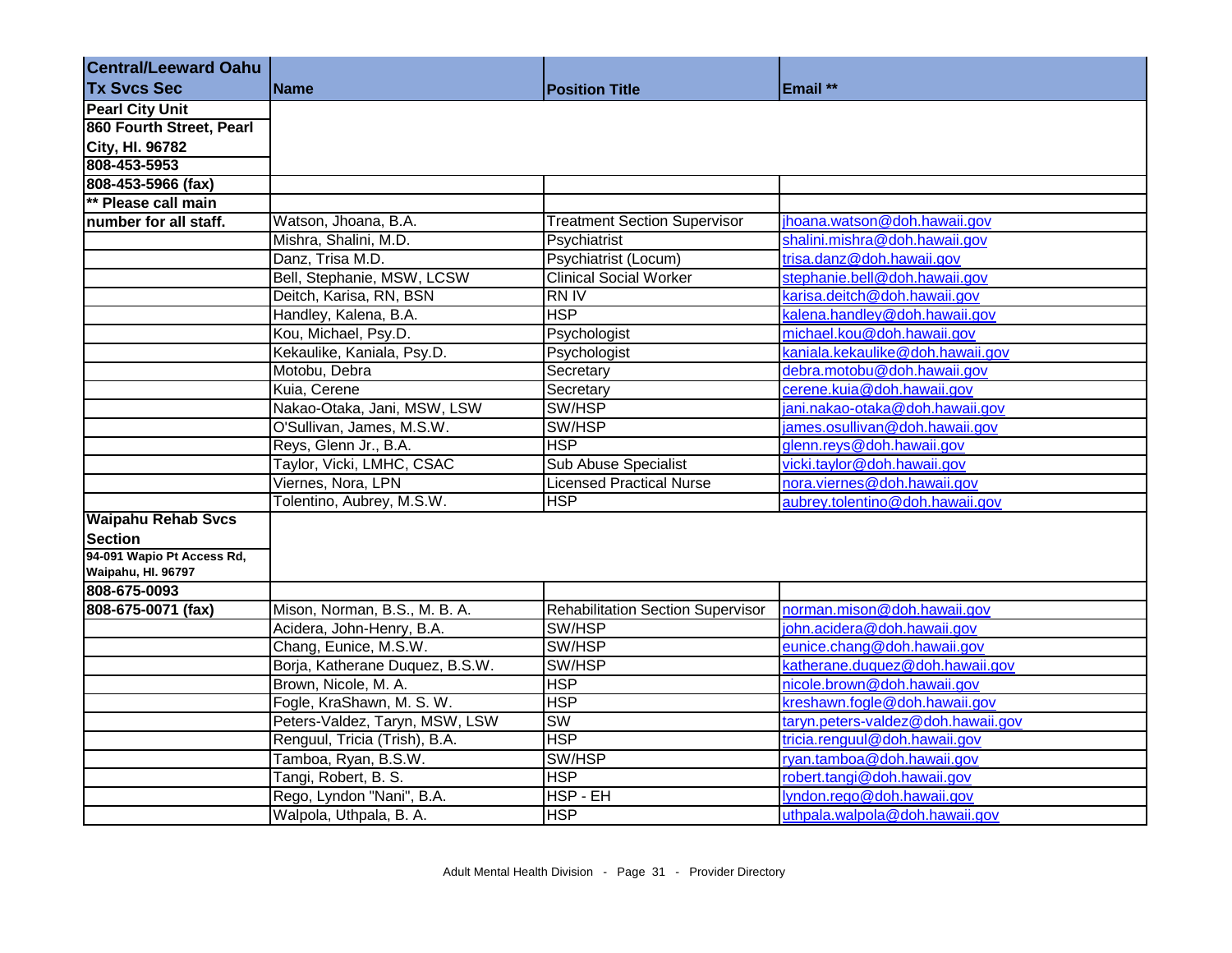| Central/Leeward Oahu Tx Svcs Sec | Name | Position Title | Email ** |
|---|---|---|---|
| Pearl City Unit | | | |
| 860 Fourth Street, Pearl City, HI. 96782 | | | |
| 808-453-5953 | | | |
| 808-453-5966 (fax) | | | |
| ** Please call main | | | |
| number for all staff. | Watson, Jhoana, B.A. | Treatment Section Supervisor | jhoana.watson@doh.hawaii.gov |
| | Mishra, Shalini, M.D. | Psychiatrist | shalini.mishra@doh.hawaii.gov |
| | Danz, Trisa M.D. | Psychiatrist (Locum) | trisa.danz@doh.hawaii.gov |
| | Bell, Stephanie, MSW, LCSW | Clinical Social Worker | stephanie.bell@doh.hawaii.gov |
| | Deitch, Karisa, RN, BSN | RN IV | karisa.deitch@doh.hawaii.gov |
| | Handley, Kalena, B.A. | HSP | kalena.handley@doh.hawaii.gov |
| | Kou, Michael, Psy.D. | Psychologist | michael.kou@doh.hawaii.gov |
| | Kekaulike, Kaniala, Psy.D. | Psychologist | kaniala.kekaulike@doh.hawaii.gov |
| | Motobu, Debra | Secretary | debra.motobu@doh.hawaii.gov |
| | Kuia, Cerene | Secretary | cerene.kuia@doh.hawaii.gov |
| | Nakao-Otaka, Jani, MSW, LSW | SW/HSP | jani.nakao-otaka@doh.hawaii.gov |
| | O'Sullivan, James, M.S.W. | SW/HSP | james.osullivan@doh.hawaii.gov |
| | Reys, Glenn Jr., B.A. | HSP | glenn.reys@doh.hawaii.gov |
| | Taylor, Vicki, LMHC, CSAC | Sub Abuse Specialist | vicki.taylor@doh.hawaii.gov |
| | Viernes, Nora, LPN | Licensed Practical Nurse | nora.viernes@doh.hawaii.gov |
| | Tolentino, Aubrey, M.S.W. | HSP | aubrey.tolentino@doh.hawaii.gov |
| Waipahu Rehab Svcs Section | | | |
| 94-091 Wapio Pt Access Rd, Waipahu, HI. 96797 | | | |
| 808-675-0093 | | | |
| 808-675-0071 (fax) | Mison, Norman, B.S., M. B. A. | Rehabilitation Section Supervisor | norman.mison@doh.hawaii.gov |
| | Acidera, John-Henry, B.A. | SW/HSP | john.acidera@doh.hawaii.gov |
| | Chang, Eunice, M.S.W. | SW/HSP | eunice.chang@doh.hawaii.gov |
| | Borja, Katherane Duquez, B.S.W. | SW/HSP | katherane.duquez@doh.hawaii.gov |
| | Brown, Nicole, M. A. | HSP | nicole.brown@doh.hawaii.gov |
| | Fogle, KraShawn, M. S. W. | HSP | kreshawn.fogle@doh.hawaii.gov |
| | Peters-Valdez, Taryn, MSW, LSW | SW | taryn.peters-valdez@doh.hawaii.gov |
| | Renguul, Tricia (Trish), B.A. | HSP | tricia.renguul@doh.hawaii.gov |
| | Tamboa, Ryan, B.S.W. | SW/HSP | ryan.tamboa@doh.hawaii.gov |
| | Tangi, Robert, B. S. | HSP | robert.tangi@doh.hawaii.gov |
| | Rego, Lyndon "Nani", B.A. | HSP - EH | lyndon.rego@doh.hawaii.gov |
| | Walpola, Uthpala, B. A. | HSP | uthpala.walpola@doh.hawaii.gov |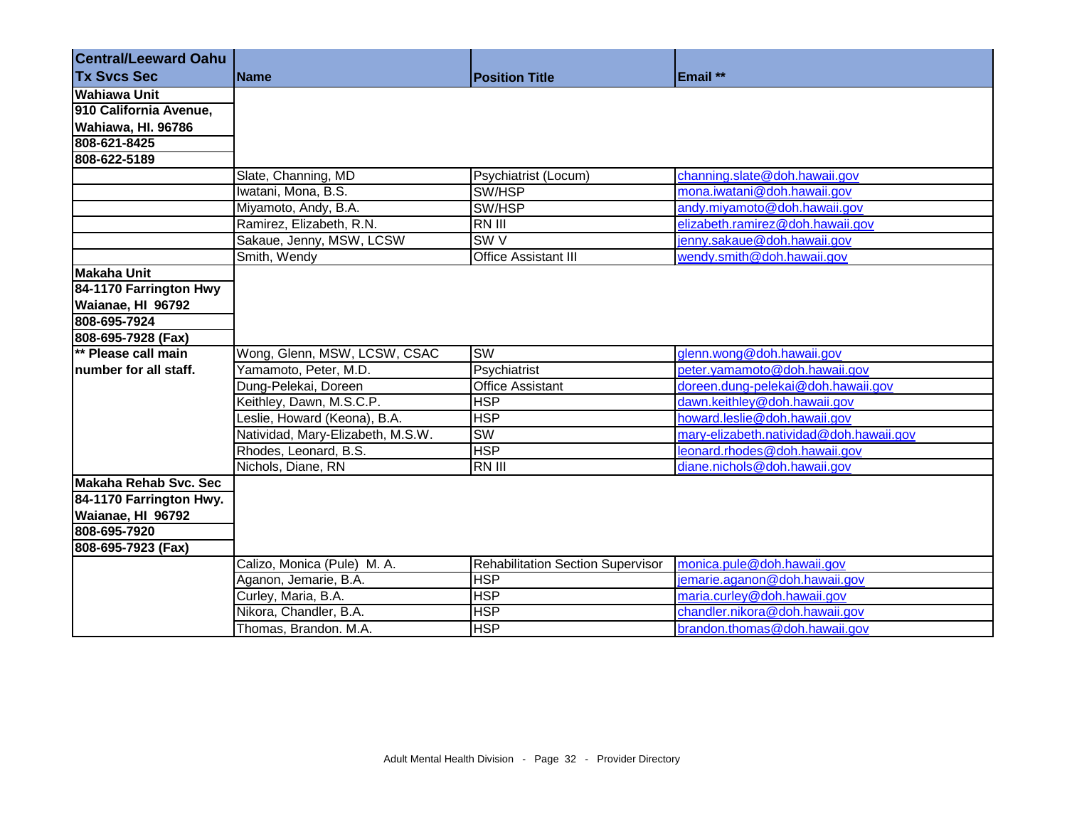| Central/Leeward Oahu Tx Svcs Sec | Name | Position Title | Email ** |
|---|---|---|---|
| **Wahiawa Unit** | | | |
| **910 California Avenue,** | | | |
| **Wahiawa, HI. 96786** | | | |
| **808-621-8425** | | | |
| **808-622-5189** | | | |
| | Slate, Channing, MD | Psychiatrist (Locum) | channing.slate@doh.hawaii.gov |
| | Iwatani, Mona, B.S. | SW/HSP | mona.iwatani@doh.hawaii.gov |
| | Miyamoto, Andy, B.A. | SW/HSP | andy.miyamoto@doh.hawaii.gov |
| | Ramirez, Elizabeth, R.N. | RN III | elizabeth.ramirez@doh.hawaii.gov |
| | Sakaue, Jenny, MSW, LCSW | SW V | jenny.sakaue@doh.hawaii.gov |
| | Smith, Wendy | Office Assistant III | wendy.smith@doh.hawaii.gov |
| **Makaha Unit** | | | |
| **84-1170 Farrington Hwy** | | | |
| **Waianae, HI 96792** | | | |
| **808-695-7924** | | | |
| **808-695-7928 (Fax)** | | | |
| **** Please call main number for all staff.** | Wong, Glenn, MSW, LCSW, CSAC | SW | glenn.wong@doh.hawaii.gov |
| | Yamamoto, Peter, M.D. | Psychiatrist | peter.yamamoto@doh.hawaii.gov |
| | Dung-Pelekai, Doreen | Office Assistant | doreen.dung-pelekai@doh.hawaii.gov |
| | Keithley, Dawn, M.S.C.P. | HSP | dawn.keithley@doh.hawaii.gov |
| | Leslie, Howard (Keona), B.A. | HSP | howard.leslie@doh.hawaii.gov |
| | Natividad, Mary-Elizabeth, M.S.W. | SW | mary-elizabeth.natividad@doh.hawaii.gov |
| | Rhodes, Leonard, B.S. | HSP | leonard.rhodes@doh.hawaii.gov |
| | Nichols, Diane, RN | RN III | diane.nichols@doh.hawaii.gov |
| **Makaha Rehab Svc. Sec** | | | |
| **84-1170 Farrington Hwy.** | | | |
| **Waianae, HI 96792** | | | |
| **808-695-7920** | | | |
| **808-695-7923 (Fax)** | | | |
| | Calizo, Monica (Pule) M. A. | Rehabilitation Section Supervisor | monica.pule@doh.hawaii.gov |
| | Aganon, Jemarie, B.A. | HSP | jemarie.aganon@doh.hawaii.gov |
| | Curley, Maria, B.A. | HSP | maria.curley@doh.hawaii.gov |
| | Nikora, Chandler, B.A. | HSP | chandler.nikora@doh.hawaii.gov |
| | Thomas, Brandon. M.A. | HSP | brandon.thomas@doh.hawaii.gov |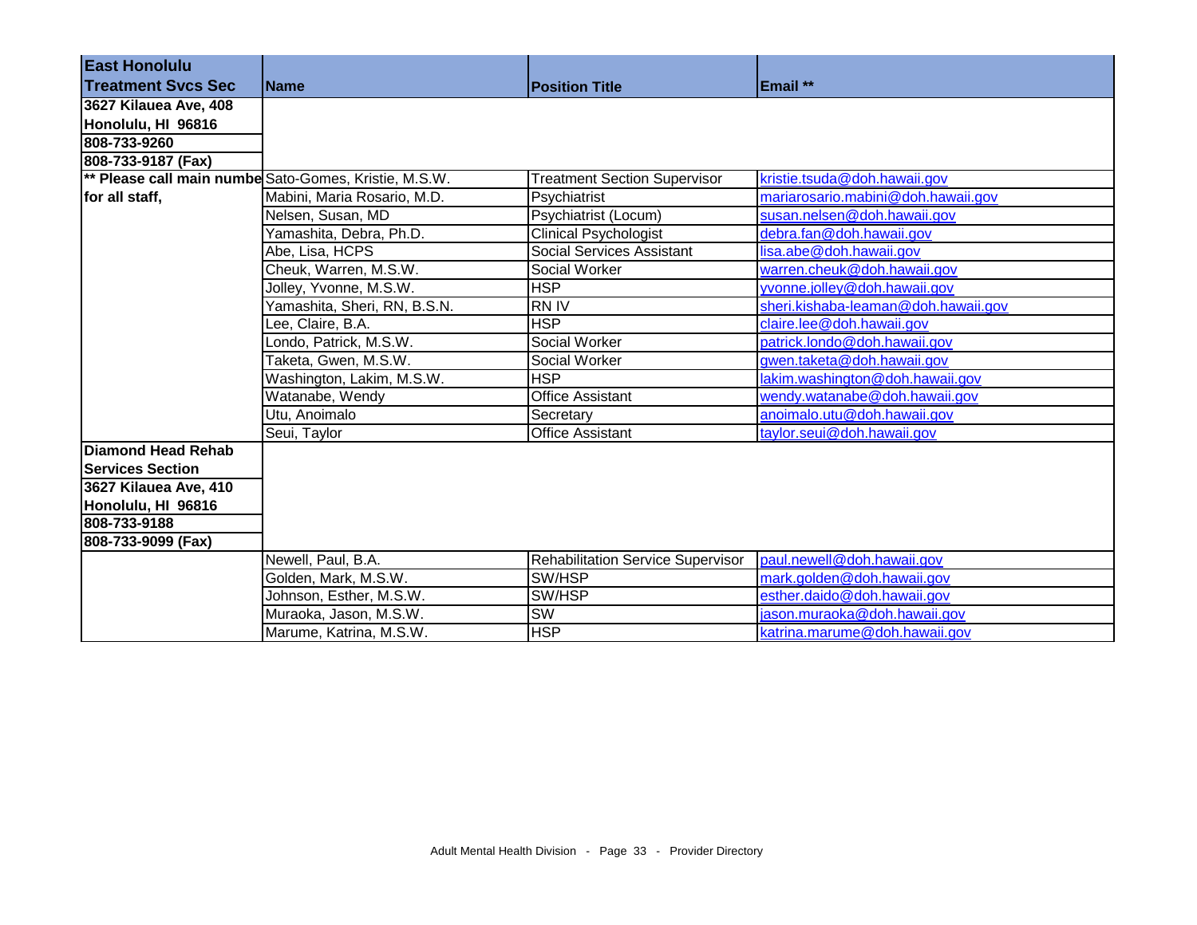| East Honolulu Treatment Svcs Sec | Name | Position Title | Email ** |
|---|---|---|---|
| 3627 Kilauea Ave, 408 | | | |
| Honolulu, HI 96816 | | | |
| 808-733-9260 | | | |
| 808-733-9187 (Fax) | | | |
| ** Please call main numbe | Sato-Gomes, Kristie, M.S.W. | Treatment Section Supervisor | kristie.tsuda@doh.hawaii.gov |
| for all staff, | Mabini, Maria Rosario, M.D. | Psychiatrist | mariarosario.mabini@doh.hawaii.gov |
| | Nelsen, Susan, MD | Psychiatrist (Locum) | susan.nelsen@doh.hawaii.gov |
| | Yamashita, Debra, Ph.D. | Clinical Psychologist | debra.fan@doh.hawaii.gov |
| | Abe, Lisa, HCPS | Social Services Assistant | lisa.abe@doh.hawaii.gov |
| | Cheuk, Warren, M.S.W. | Social Worker | warren.cheuk@doh.hawaii.gov |
| | Jolley, Yvonne, M.S.W. | HSP | yvonne.jolley@doh.hawaii.gov |
| | Yamashita, Sheri, RN, B.S.N. | RN IV | sheri.kishaba-leaman@doh.hawaii.gov |
| | Lee, Claire, B.A. | HSP | claire.lee@doh.hawaii.gov |
| | Londo, Patrick, M.S.W. | Social Worker | patrick.londo@doh.hawaii.gov |
| | Taketa, Gwen, M.S.W. | Social Worker | gwen.taketa@doh.hawaii.gov |
| | Washington, Lakim, M.S.W. | HSP | lakim.washington@doh.hawaii.gov |
| | Watanabe, Wendy | Office Assistant | wendy.watanabe@doh.hawaii.gov |
| | Utu, Anoimalo | Secretary | anoimalo.utu@doh.hawaii.gov |
| | Seui, Taylor | Office Assistant | taylor.seui@doh.hawaii.gov |
| **Diamond Head Rehab Services Section** | | | |
| **3627 Kilauea Ave, 410** | | | |
| **Honolulu, HI 96816** | | | |
| **808-733-9188** | | | |
| **808-733-9099 (Fax)** | | | |
| | Newell, Paul, B.A. | Rehabilitation Service Supervisor | paul.newell@doh.hawaii.gov |
| | Golden, Mark, M.S.W. | SW/HSP | mark.golden@doh.hawaii.gov |
| | Johnson, Esther, M.S.W. | SW/HSP | esther.daido@doh.hawaii.gov |
| | Muraoka, Jason, M.S.W. | SW | jason.muraoka@doh.hawaii.gov |
| | Marume, Katrina, M.S.W. | HSP | katrina.marume@doh.hawaii.gov |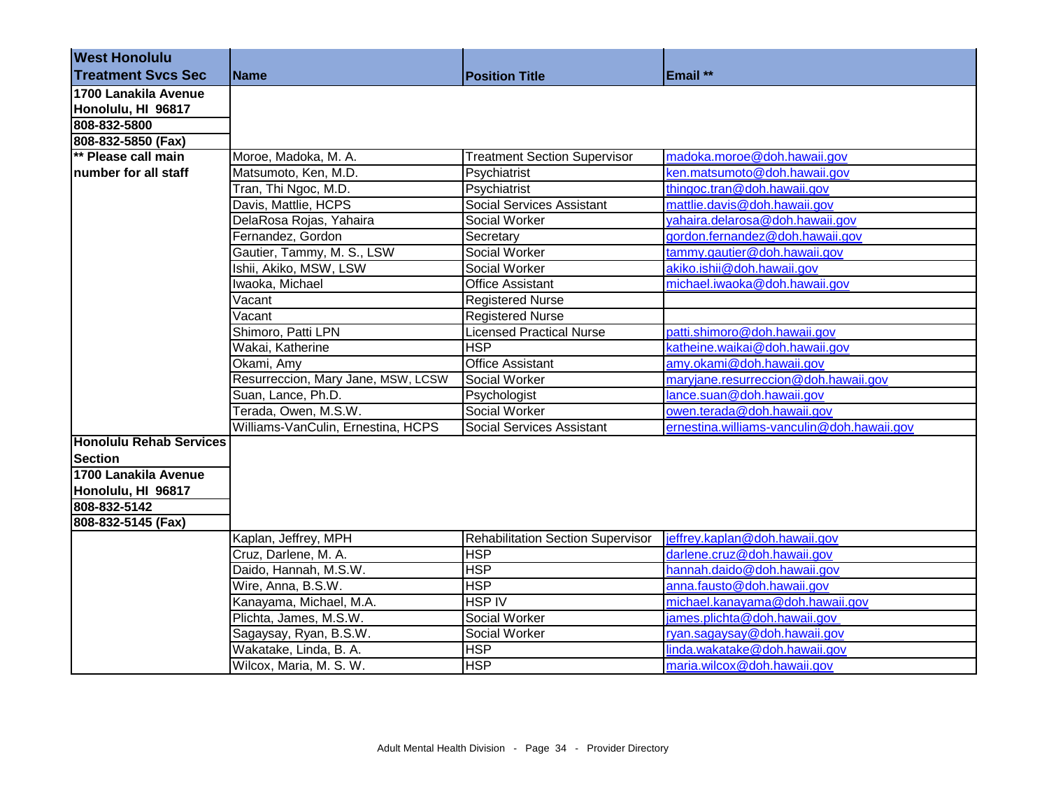| West Honolulu Treatment Svcs Sec | Name | Position Title | Email ** |
|---|---|---|---|
| 1700 Lanakila Avenue | | | |
| Honolulu, HI 96817 | | | |
| 808-832-5800 | | | |
| 808-832-5850 (Fax) | | | |
| ** Please call main number for all staff | Moroe, Madoka, M. A. | Treatment Section Supervisor | madoka.moroe@doh.hawaii.gov |
| | Matsumoto, Ken, M.D. | Psychiatrist | ken.matsumoto@doh.hawaii.gov |
| | Tran, Thi Ngoc, M.D. | Psychiatrist | thingoc.tran@doh.hawaii.gov |
| | Davis, Mattlie, HCPS | Social Services Assistant | mattlie.davis@doh.hawaii.gov |
| | DelaRosa Rojas, Yahaira | Social Worker | yahaira.delarosa@doh.hawaii.gov |
| | Fernandez, Gordon | Secretary | gordon.fernandez@doh.hawaii.gov |
| | Gautier, Tammy, M. S., LSW | Social Worker | tammy.gautier@doh.hawaii.gov |
| | Ishii, Akiko, MSW, LSW | Social Worker | akiko.ishii@doh.hawaii.gov |
| | Iwaoka, Michael | Office Assistant | michael.iwaoka@doh.hawaii.gov |
| | Vacant | Registered Nurse | |
| | Vacant | Registered Nurse | |
| | Shimoro, Patti LPN | Licensed Practical Nurse | patti.shimoro@doh.hawaii.gov |
| | Wakai, Katherine | HSP | katheine.waikai@doh.hawaii.gov |
| | Okami, Amy | Office Assistant | amy.okami@doh.hawaii.gov |
| | Resurreccion, Mary Jane, MSW, LCSW | Social Worker | maryjane.resurreccion@doh.hawaii.gov |
| | Suan, Lance, Ph.D. | Psychologist | lance.suan@doh.hawaii.gov |
| | Terada, Owen, M.S.W. | Social Worker | owen.terada@doh.hawaii.gov |
| | Williams-VanCulin, Ernestina, HCPS | Social Services Assistant | ernestina.williams-vanculin@doh.hawaii.gov |
| **Honolulu Rehab Services Section** | | | |
| 1700 Lanakila Avenue | | | |
| Honolulu, HI 96817 | | | |
| 808-832-5142 | | | |
| 808-832-5145 (Fax) | | | |
| | Kaplan, Jeffrey, MPH | Rehabilitation Section Supervisor | jeffrey.kaplan@doh.hawaii.gov |
| | Cruz, Darlene, M. A. | HSP | darlene.cruz@doh.hawaii.gov |
| | Daido, Hannah, M.S.W. | HSP | hannah.daido@doh.hawaii.gov |
| | Wire, Anna, B.S.W. | HSP | anna.fausto@doh.hawaii.gov |
| | Kanayama, Michael, M.A. | HSP IV | michael.kanayama@doh.hawaii.gov |
| | Plichta, James, M.S.W. | Social Worker | james.plichta@doh.hawaii.gov |
| | Sagaysay, Ryan, B.S.W. | Social Worker | ryan.sagaysay@doh.hawaii.gov |
| | Wakatake, Linda, B. A. | HSP | linda.wakatake@doh.hawaii.gov |
| | Wilcox, Maria, M. S. W. | HSP | maria.wilcox@doh.hawaii.gov |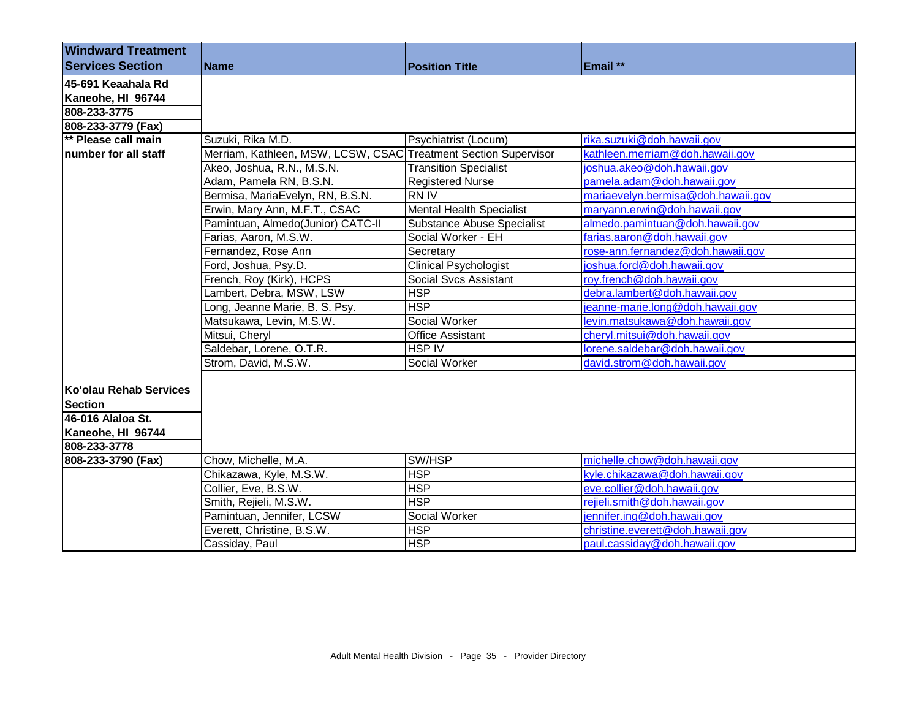| Windward Treatment Services Section | Name | Position Title | Email ** |
|---|---|---|---|
| 45-691 Keaahala Rd | | | |
| Kaneohe, HI 96744 | | | |
| 808-233-3775 | | | |
| 808-233-3779 (Fax) | | | |
| ** Please call main number for all staff | Suzuki, Rika M.D. | Psychiatrist (Locum) | rika.suzuki@doh.hawaii.gov |
| | Merriam, Kathleen, MSW, LCSW, CSAC | Treatment Section Supervisor | kathleen.merriam@doh.hawaii.gov |
| | Akeo, Joshua, R.N., M.S.N. | Transition Specialist | joshua.akeo@doh.hawaii.gov |
| | Adam, Pamela RN, B.S.N. | Registered Nurse | pamela.adam@doh.hawaii.gov |
| | Bermisa, MariaEvelyn, RN, B.S.N. | RN IV | mariaevelyn.bermisa@doh.hawaii.gov |
| | Erwin, Mary Ann, M.F.T., CSAC | Mental Health Specialist | maryann.erwin@doh.hawaii.gov |
| | Pamintuan, Almedo(Junior) CATC-II | Substance Abuse Specialist | almedo.pamintuan@doh.hawaii.gov |
| | Farias, Aaron, M.S.W. | Social Worker - EH | farias.aaron@doh.hawaii.gov |
| | Fernandez, Rose Ann | Secretary | rose-ann.fernandez@doh.hawaii.gov |
| | Ford, Joshua, Psy.D. | Clinical Psychologist | joshua.ford@doh.hawaii.gov |
| | French, Roy (Kirk), HCPS | Social Svcs Assistant | roy.french@doh.hawaii.gov |
| | Lambert, Debra, MSW, LSW | HSP | debra.lambert@doh.hawaii.gov |
| | Long, Jeanne Marie, B. S. Psy. | HSP | jeanne-marie.long@doh.hawaii.gov |
| | Matsukawa, Levin, M.S.W. | Social Worker | levin.matsukawa@doh.hawaii.gov |
| | Mitsui, Cheryl | Office Assistant | cheryl.mitsui@doh.hawaii.gov |
| | Saldebar, Lorene, O.T.R. | HSP IV | lorene.saldebar@doh.hawaii.gov |
| | Strom, David, M.S.W. | Social Worker | david.strom@doh.hawaii.gov |
| **Ko'olau Rehab Services Section** | | | |
| 46-016 Alaloa St. | | | |
| Kaneohe, HI 96744 | | | |
| 808-233-3778 | | | |
| 808-233-3790 (Fax) | Chow, Michelle, M.A. | SW/HSP | michelle.chow@doh.hawaii.gov |
| | Chikazawa, Kyle, M.S.W. | HSP | kyle.chikazawa@doh.hawaii.gov |
| | Collier, Eve, B.S.W. | HSP | eve.collier@doh.hawaii.gov |
| | Smith, Rejieli, M.S.W. | HSP | rejieli.smith@doh.hawaii.gov |
| | Pamintuan, Jennifer, LCSW | Social Worker | jennifer.ing@doh.hawaii.gov |
| | Everett, Christine, B.S.W. | HSP | christine.everett@doh.hawaii.gov |
| | Cassiday, Paul | HSP | paul.cassiday@doh.hawaii.gov |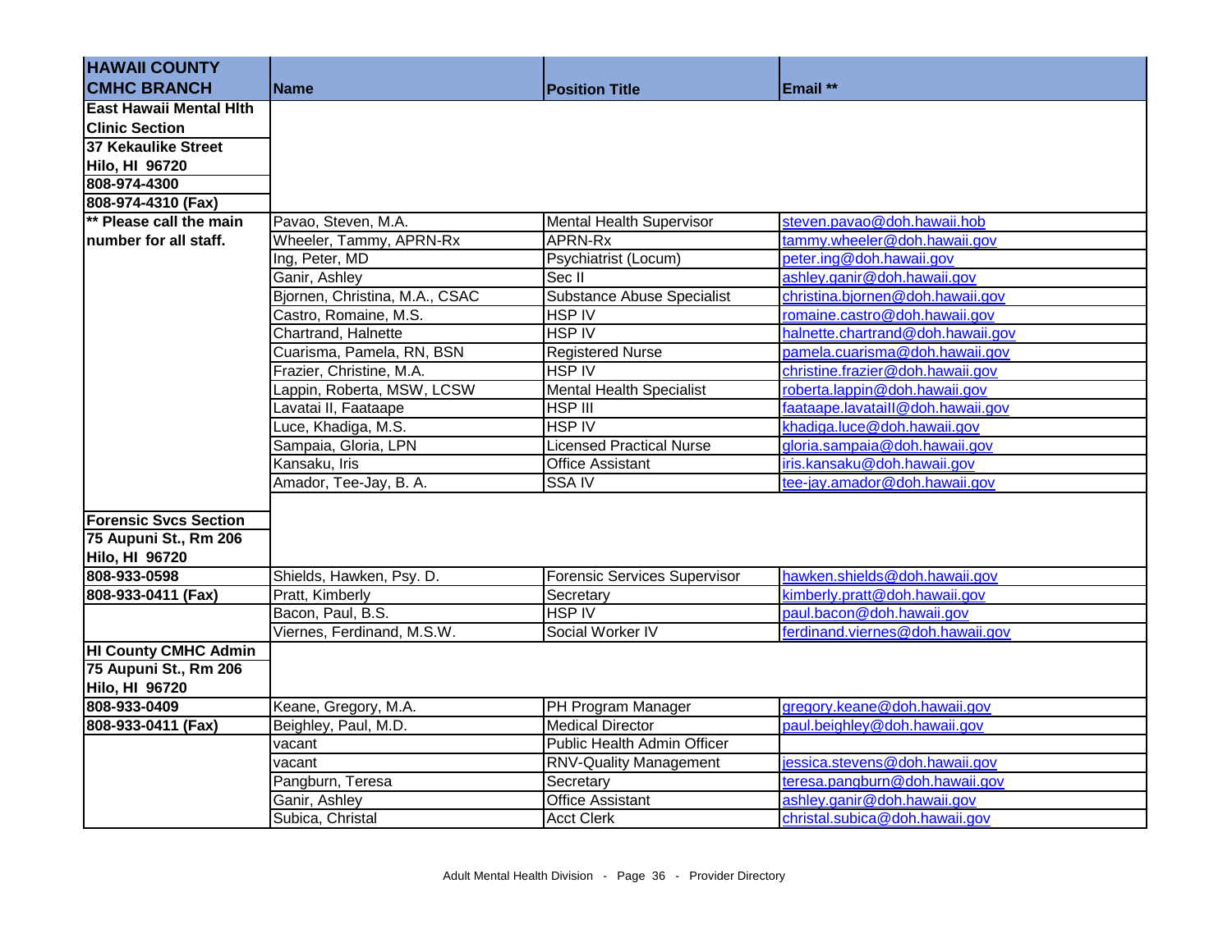| HAWAII COUNTY CMHC BRANCH | Name | Position Title | Email ** |
|---|---|---|---|
| East Hawaii Mental Hlth | | | |
| Clinic Section | | | |
| 37 Kekaulike Street | | | |
| Hilo, HI 96720 | | | |
| 808-974-4300 | | | |
| 808-974-4310 (Fax) | | | |
| ** Please call the main | Pavao, Steven, M.A. | Mental Health Supervisor | steven.pavao@doh.hawaii.hob |
| number for all staff. | Wheeler, Tammy, APRN-Rx | APRN-Rx | tammy.wheeler@doh.hawaii.gov |
| | Ing, Peter, MD | Psychiatrist (Locum) | peter.ing@doh.hawaii.gov |
| | Ganir, Ashley | Sec II | ashley.ganir@doh.hawaii.gov |
| | Bjornen, Christina, M.A., CSAC | Substance Abuse Specialist | christina.bjornen@doh.hawaii.gov |
| | Castro, Romaine, M.S. | HSP IV | romaine.castro@doh.hawaii.gov |
| | Chartrand, Halnette | HSP IV | halnette.chartrand@doh.hawaii.gov |
| | Cuarisma, Pamela, RN, BSN | Registered Nurse | pamela.cuarisma@doh.hawaii.gov |
| | Frazier, Christine, M.A. | HSP IV | christine.frazier@doh.hawaii.gov |
| | Lappin, Roberta, MSW, LCSW | Mental Health Specialist | roberta.lappin@doh.hawaii.gov |
| | Lavatai II, Faataape | HSP III | faataape.lavataiII@doh.hawaii.gov |
| | Luce, Khadiga, M.S. | HSP IV | khadiga.luce@doh.hawaii.gov |
| | Sampaia, Gloria, LPN | Licensed Practical Nurse | gloria.sampaia@doh.hawaii.gov |
| | Kansaku, Iris | Office Assistant | iris.kansaku@doh.hawaii.gov |
| | Amador, Tee-Jay, B. A. | SSA IV | tee-jay.amador@doh.hawaii.gov |
| | | | |
| Forensic Svcs Section | | | |
| 75 Aupuni St., Rm 206 | | | |
| Hilo, HI 96720 | | | |
| 808-933-0598 | Shields, Hawken, Psy. D. | Forensic Services Supervisor | hawken.shields@doh.hawaii.gov |
| 808-933-0411 (Fax) | Pratt, Kimberly | Secretary | kimberly.pratt@doh.hawaii.gov |
| | Bacon, Paul, B.S. | HSP IV | paul.bacon@doh.hawaii.gov |
| | Viernes, Ferdinand, M.S.W. | Social Worker IV | ferdinand.viernes@doh.hawaii.gov |
| HI County CMHC Admin | | | |
| 75 Aupuni St., Rm 206 | | | |
| Hilo, HI 96720 | | | |
| 808-933-0409 | Keane, Gregory, M.A. | PH Program Manager | gregory.keane@doh.hawaii.gov |
| 808-933-0411 (Fax) | Beighley, Paul, M.D. | Medical Director | paul.beighley@doh.hawaii.gov |
| | vacant | Public Health Admin Officer | |
| | vacant | RNV-Quality Management | jessica.stevens@doh.hawaii.gov |
| | Pangburn, Teresa | Secretary | teresa.pangburn@doh.hawaii.gov |
| | Ganir, Ashley | Office Assistant | ashley.ganir@doh.hawaii.gov |
| | Subica, Christal | Acct Clerk | christal.subica@doh.hawaii.gov |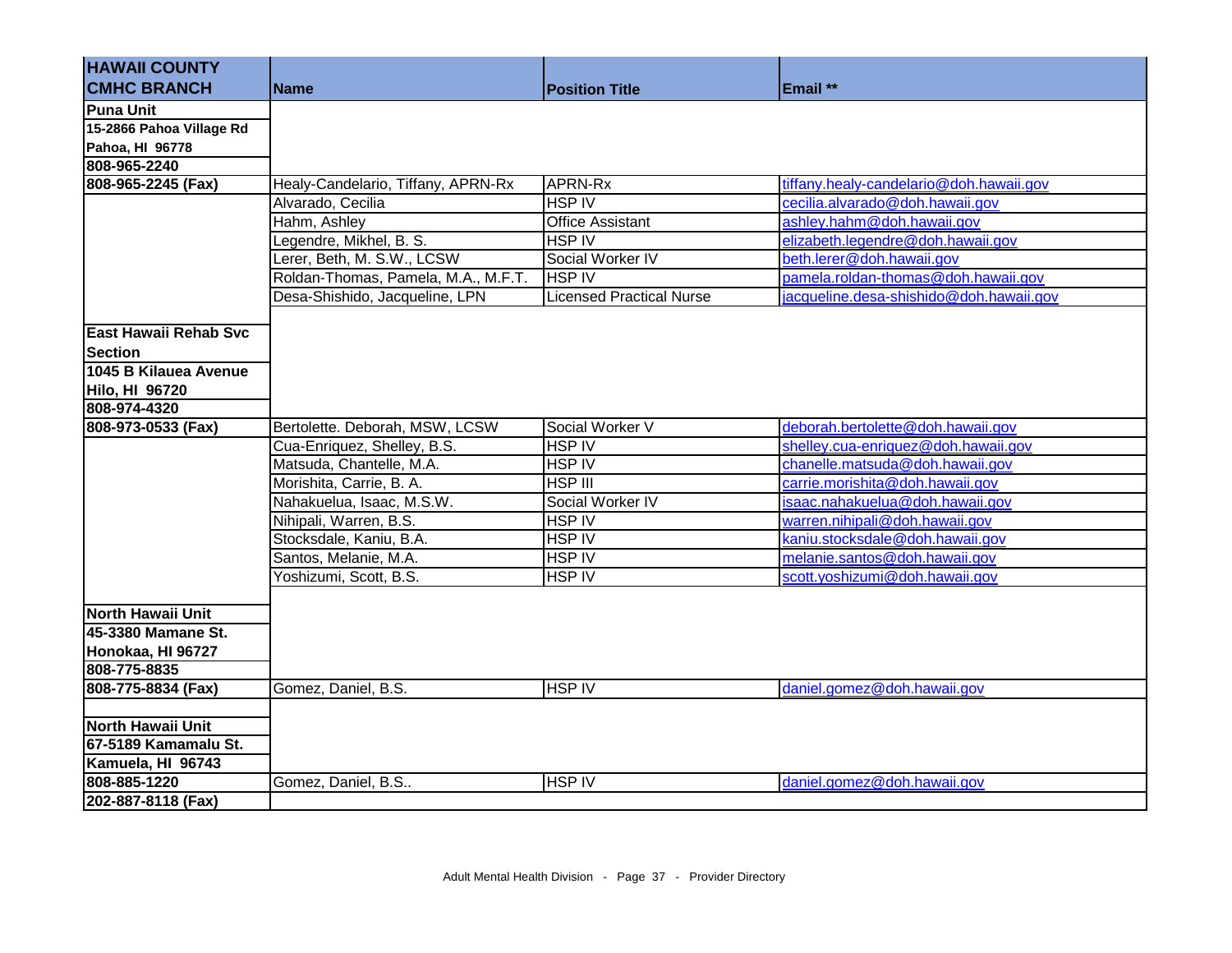| HAWAII COUNTY CMHC BRANCH | Name | Position Title | Email ** |
|---|---|---|---|
| Puna Unit | | | |
| 15-2866 Pahoa Village Rd | | | |
| Pahoa, HI 96778 | | | |
| 808-965-2240 | | | |
| 808-965-2245 (Fax) | Healy-Candelario, Tiffany, APRN-Rx | APRN-Rx | tiffany.healy-candelario@doh.hawaii.gov |
| | Alvarado, Cecilia | HSP IV | cecilia.alvarado@doh.hawaii.gov |
| | Hahm, Ashley | Office Assistant | ashley.hahm@doh.hawaii.gov |
| | Legendre, Mikhel, B. S. | HSP IV | elizabeth.legendre@doh.hawaii.gov |
| | Lerer, Beth, M. S.W., LCSW | Social Worker IV | beth.lerer@doh.hawaii.gov |
| | Roldan-Thomas, Pamela, M.A., M.F.T. | HSP IV | pamela.roldan-thomas@doh.hawaii.gov |
| | Desa-Shishido, Jacqueline, LPN | Licensed Practical Nurse | jacqueline.desa-shishido@doh.hawaii.gov |
| | | | |
| East Hawaii Rehab Svc Section | | | |
| 1045 B Kilauea Avenue | | | |
| Hilo, HI 96720 | | | |
| 808-974-4320 | | | |
| 808-973-0533 (Fax) | Bertolette. Deborah, MSW, LCSW | Social Worker V | deborah.bertolette@doh.hawaii.gov |
| | Cua-Enriquez, Shelley, B.S. | HSP IV | shelley.cua-enriquez@doh.hawaii.gov |
| | Matsuda, Chantelle, M.A. | HSP IV | chanelle.matsuda@doh.hawaii.gov |
| | Morishita, Carrie, B. A. | HSP III | carrie.morishita@doh.hawaii.gov |
| | Nahakuelua, Isaac, M.S.W. | Social Worker IV | isaac.nahakuelua@doh.hawaii.gov |
| | Nihipali, Warren, B.S. | HSP IV | warren.nihipali@doh.hawaii.gov |
| | Stocksdale, Kaniu, B.A. | HSP IV | kaniu.stocksdale@doh.hawaii.gov |
| | Santos, Melanie, M.A. | HSP IV | melanie.santos@doh.hawaii.gov |
| | Yoshizumi, Scott, B.S. | HSP IV | scott.yoshizumi@doh.hawaii.gov |
| | | | |
| North Hawaii Unit | | | |
| 45-3380 Mamane St. | | | |
| Honokaa, HI 96727 | | | |
| 808-775-8835 | | | |
| 808-775-8834 (Fax) | Gomez, Daniel, B.S. | HSP IV | daniel.gomez@doh.hawaii.gov |
| | | | |
| North Hawaii Unit | | | |
| 67-5189 Kamamalu St. | | | |
| Kamuela, HI 96743 | | | |
| 808-885-1220 | Gomez, Daniel, B.S.. | HSP IV | daniel.gomez@doh.hawaii.gov |
| 202-887-8118 (Fax) | | | |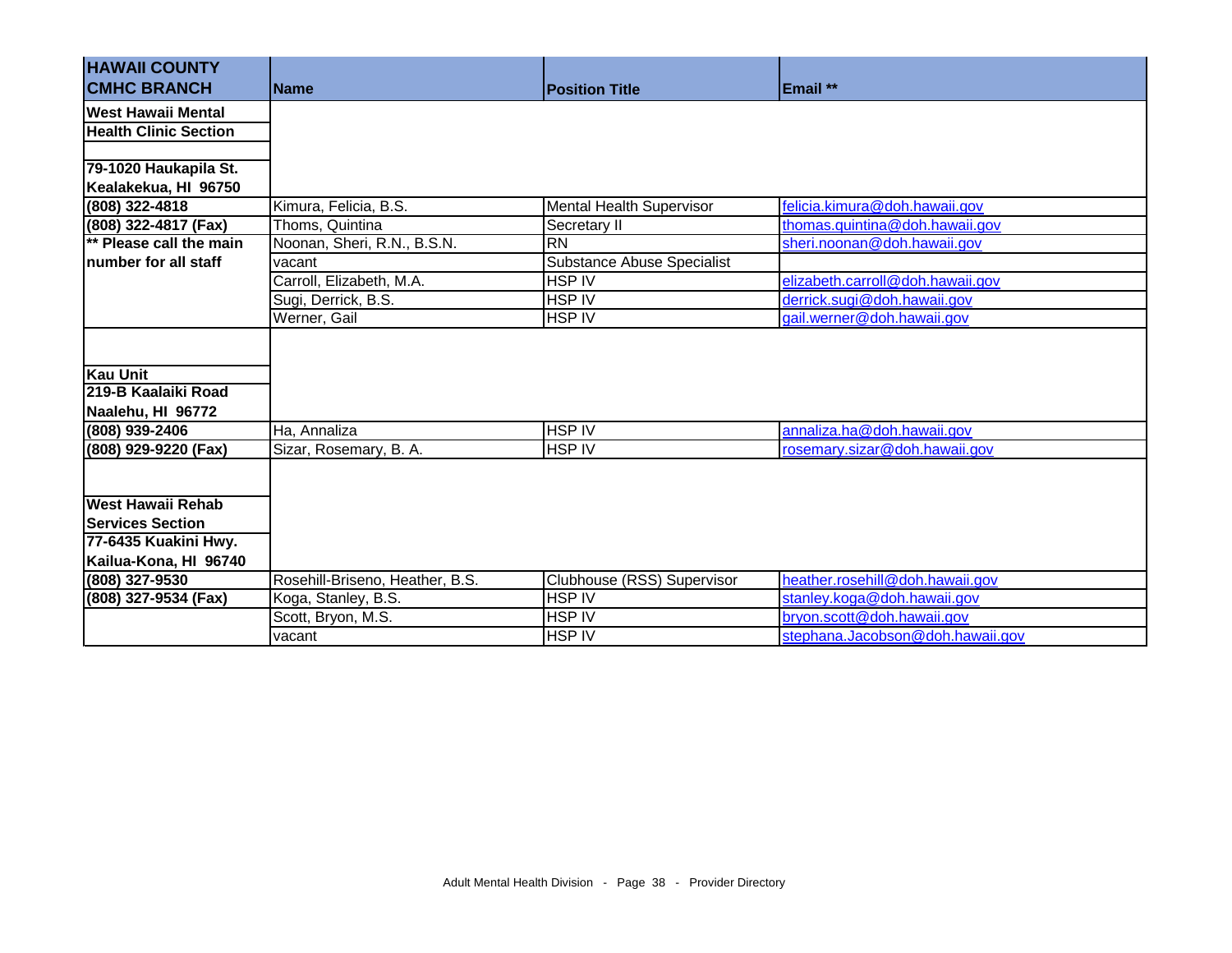| HAWAII COUNTY CMHC BRANCH | Name | Position Title | Email ** |
|---|---|---|---|
| West Hawaii Mental Health Clinic Section | | | |
| 79-1020 Haukapila St. Kealakekua, HI 96750 | | | |
| (808) 322-4818 | Kimura, Felicia, B.S. | Mental Health Supervisor | felicia.kimura@doh.hawaii.gov |
| (808) 322-4817 (Fax) | Thoms, Quintina | Secretary II | thomas.quintina@doh.hawaii.gov |
| ** Please call the main number for all staff | Noonan, Sheri, R.N., B.S.N. | RN | sheri.noonan@doh.hawaii.gov |
| | vacant | Substance Abuse Specialist | |
| | Carroll, Elizabeth, M.A. | HSP IV | elizabeth.carroll@doh.hawaii.gov |
| | Sugi, Derrick, B.S. | HSP IV | derrick.sugi@doh.hawaii.gov |
| | Werner, Gail | HSP IV | gail.werner@doh.hawaii.gov |
| Kau Unit 219-B Kaalaiki Road Naalehu, HI 96772 | | | |
| (808) 939-2406 | Ha, Annaliza | HSP IV | annaliza.ha@doh.hawaii.gov |
| (808) 929-9220 (Fax) | Sizar, Rosemary, B. A. | HSP IV | rosemary.sizar@doh.hawaii.gov |
| West Hawaii Rehab Services Section 77-6435 Kuakini Hwy. Kailua-Kona, HI 96740 | | | |
| (808) 327-9530 | Rosehill-Briseno, Heather, B.S. | Clubhouse (RSS) Supervisor | heather.rosehill@doh.hawaii.gov |
| (808) 327-9534 (Fax) | Koga, Stanley, B.S. | HSP IV | stanley.koga@doh.hawaii.gov |
| | Scott, Bryon, M.S. | HSP IV | bryon.scott@doh.hawaii.gov |
| | vacant | HSP IV | stephana.Jacobson@doh.hawaii.gov |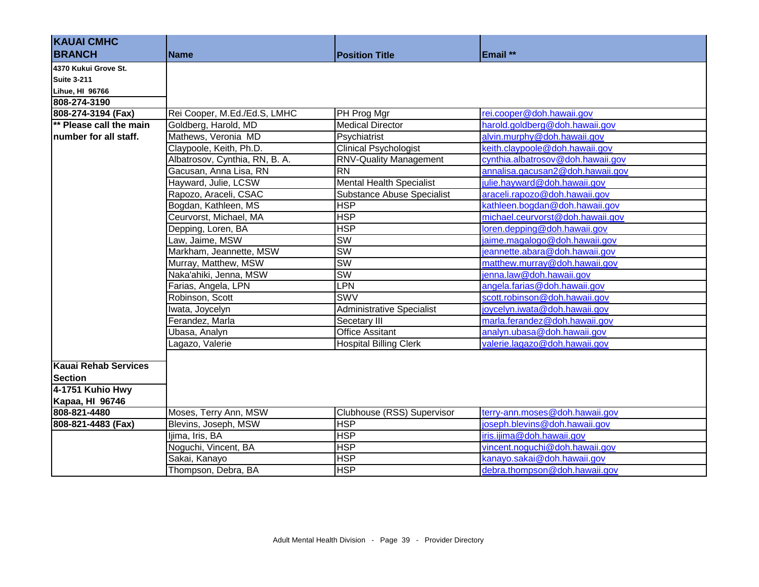| KAUAI CMHC BRANCH | Name | Position Title | Email ** |
|---|---|---|---|
| 4370 Kukui Grove St. | | | |
| Suite 3-211 | | | |
| Lihue, HI 96766 | | | |
| 808-274-3190 | | | |
| 808-274-3194 (Fax) | Rei Cooper, M.Ed./Ed.S, LMHC | PH Prog Mgr | rei.cooper@doh.hawaii.gov |
| ** Please call the main number for all staff. | Goldberg, Harold, MD | Medical Director | harold.goldberg@doh.hawaii.gov |
| | Mathews, Veronia MD | Psychiatrist | alvin.murphy@doh.hawaii.gov |
| | Claypoole, Keith, Ph.D. | Clinical Psychologist | keith.claypoole@doh.hawaii.gov |
| | Albatrosov, Cynthia, RN, B. A. | RNV-Quality Management | cynthia.albatrosov@doh.hawaii.gov |
| | Gacusan, Anna Lisa, RN | RN | annalisa.gacusan2@doh.hawaii.gov |
| | Hayward, Julie, LCSW | Mental Health Specialist | julie.hayward@doh.hawaii.gov |
| | Rapozo, Araceli, CSAC | Substance Abuse Specialist | araceli.rapozo@doh.hawaii.gov |
| | Bogdan, Kathleen, MS | HSP | kathleen.bogdan@doh.hawaii.gov |
| | Ceurvorst, Michael, MA | HSP | michael.ceurvorst@doh.hawaii.gov |
| | Depping, Loren, BA | HSP | loren.depping@doh.hawaii.gov |
| | Law, Jaime, MSW | SW | jaime.magalogo@doh.hawaii.gov |
| | Markham, Jeannette, MSW | SW | jeannette.abara@doh.hawaii.gov |
| | Murray, Matthew, MSW | SW | matthew.murray@doh.hawaii.gov |
| | Naka'ahiki, Jenna, MSW | SW | jenna.law@doh.hawaii.gov |
| | Farias, Angela, LPN | LPN | angela.farias@doh.hawaii.gov |
| | Robinson, Scott | SWV | scott.robinson@doh.hawaii.gov |
| | Iwata, Joycelyn | Administrative Specialist | joycelyn.iwata@doh.hawaii.gov |
| | Ferandez, Marla | Secetary III | marla.ferandez@doh.hawaii.gov |
| | Ubasa, Analyn | Office Assitant | analyn.ubasa@doh.hawaii.gov |
| | Lagazo, Valerie | Hospital Billing Clerk | valerie.lagazo@doh.hawaii.gov |
| Kauai Rehab Services Section | | | |
| 4-1751 Kuhio Hwy | | | |
| Kapaa, HI 96746 | | | |
| 808-821-4480 | Moses, Terry Ann, MSW | Clubhouse (RSS) Supervisor | terry-ann.moses@doh.hawaii.gov |
| 808-821-4483 (Fax) | Blevins, Joseph, MSW | HSP | joseph.blevins@doh.hawaii.gov |
| | Ijima, Iris, BA | HSP | iris.ijima@doh.hawaii.gov |
| | Noguchi, Vincent, BA | HSP | vincent.noguchi@doh.hawaii.gov |
| | Sakai, Kanayo | HSP | kanayo.sakai@doh.hawaii.gov |
| | Thompson, Debra, BA | HSP | debra.thompson@doh.hawaii.gov |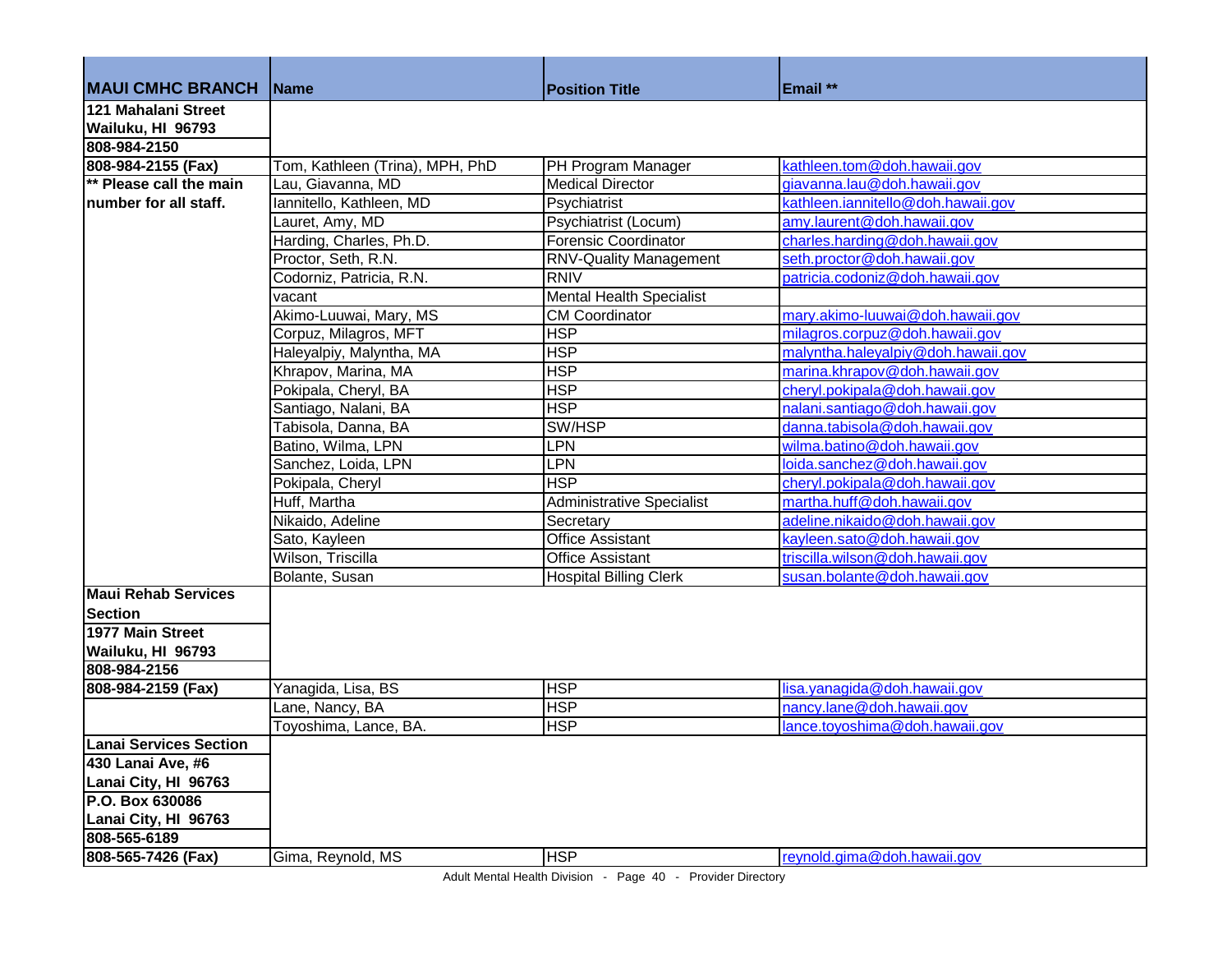| MAUI CMHC BRANCH | Name | Position Title | Email ** |
|---|---|---|---|
| 121 Mahalani Street | | | |
| Wailuku, HI 96793 | | | |
| 808-984-2150 | | | |
| 808-984-2155 (Fax) | Tom, Kathleen (Trina), MPH, PhD | PH Program Manager | kathleen.tom@doh.hawaii.gov |
| ** Please call the main number for all staff. | Lau, Giavanna, MD | Medical Director | giavanna.lau@doh.hawaii.gov |
| | Iannitello, Kathleen, MD | Psychiatrist | kathleen.iannitello@doh.hawaii.gov |
| | Lauret, Amy, MD | Psychiatrist (Locum) | amy.laurent@doh.hawaii.gov |
| | Harding, Charles, Ph.D. | Forensic Coordinator | charles.harding@doh.hawaii.gov |
| | Proctor, Seth, R.N. | RNV-Quality Management | seth.proctor@doh.hawaii.gov |
| | Codorniz, Patricia, R.N. | RNIV | patricia.codoniz@doh.hawaii.gov |
| | vacant | Mental Health Specialist | |
| | Akimo-Luuwai, Mary, MS | CM Coordinator | mary.akimo-luuwai@doh.hawaii.gov |
| | Corpuz, Milagros, MFT | HSP | milagros.corpuz@doh.hawaii.gov |
| | Haleyalpiy, Malyntha, MA | HSP | malyntha.haleyalpiy@doh.hawaii.gov |
| | Khrapov, Marina, MA | HSP | marina.khrapov@doh.hawaii.gov |
| | Pokipala, Cheryl, BA | HSP | cheryl.pokipala@doh.hawaii.gov |
| | Santiago, Nalani, BA | HSP | nalani.santiago@doh.hawaii.gov |
| | Tabisola, Danna, BA | SW/HSP | danna.tabisola@doh.hawaii.gov |
| | Batino, Wilma, LPN | LPN | wilma.batino@doh.hawaii.gov |
| | Sanchez, Loida, LPN | LPN | loida.sanchez@doh.hawaii.gov |
| | Pokipala, Cheryl | HSP | cheryl.pokipala@doh.hawaii.gov |
| | Huff, Martha | Administrative Specialist | martha.huff@doh.hawaii.gov |
| | Nikaido, Adeline | Secretary | adeline.nikaido@doh.hawaii.gov |
| | Sato, Kayleen | Office Assistant | kayleen.sato@doh.hawaii.gov |
| | Wilson, Triscilla | Office Assistant | triscilla.wilson@doh.hawaii.gov |
| | Bolante, Susan | Hospital Billing Clerk | susan.bolante@doh.hawaii.gov |
| Maui Rehab Services Section | | | |
| 1977 Main Street | | | |
| Wailuku, HI 96793 | | | |
| 808-984-2156 | | | |
| 808-984-2159 (Fax) | Yanagida, Lisa, BS | HSP | lisa.yanagida@doh.hawaii.gov |
| | Lane, Nancy, BA | HSP | nancy.lane@doh.hawaii.gov |
| | Toyoshima, Lance, BA. | HSP | lance.toyoshima@doh.hawaii.gov |
| Lanai Services Section | | | |
| 430 Lanai Ave, #6 | | | |
| Lanai City, HI 96763 | | | |
| P.O. Box 630086 | | | |
| Lanai City, HI 96763 | | | |
| 808-565-6189 | | | |
| 808-565-7426 (Fax) | Gima, Reynold, MS | HSP | reynold.gima@doh.hawaii.gov |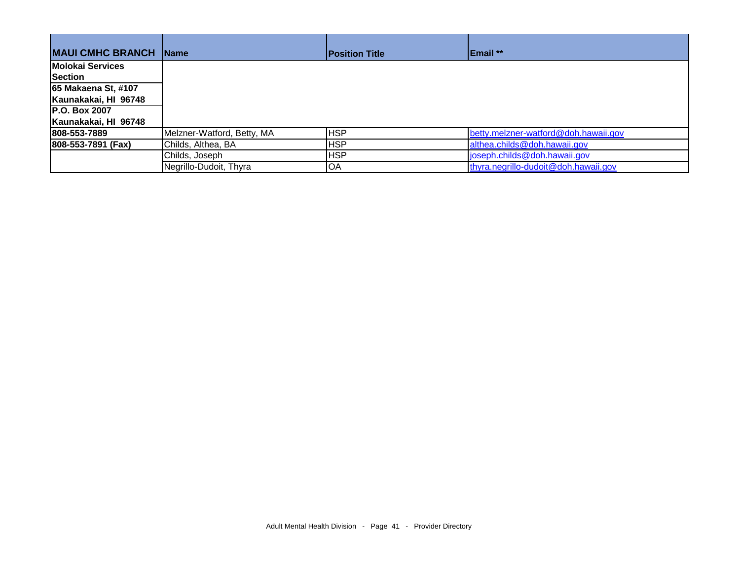| MAUI CMHC BRANCH | Name | Position Title | Email ** |
|---|---|---|---|
| **Molokai Services Section** | | | |
| **65 Makaena St, #107** | | | |
| **Kaunakakai, HI 96748** | | | |
| **P.O. Box 2007** | | | |
| **Kaunakakai, HI 96748** | | | |
| **808-553-7889** | Melzner-Watford, Betty, MA | HSP | betty.melzner-watford@doh.hawaii.gov |
| **808-553-7891 (Fax)** | Childs, Althea, BA | HSP | althea.childs@doh.hawaii.gov |
| | Childs, Joseph | HSP | joseph.childs@doh.hawaii.gov |
| | Negrillo-Dudoit, Thyra | OA | thyra.negrillo-dudoit@doh.hawaii.gov |